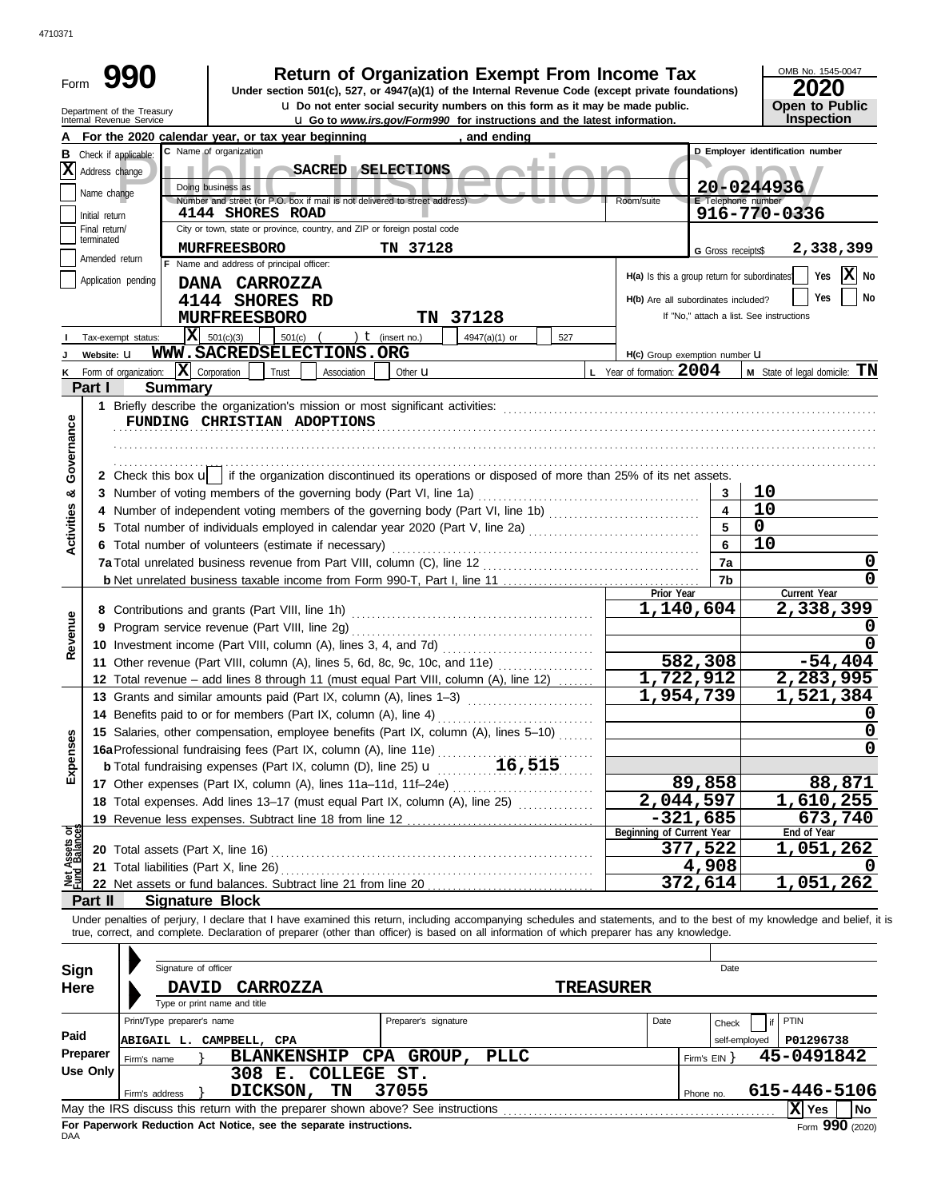4710371

# Form 990 — Return of Organization Exempt From Income Tax

OMB No. 1545-0047

**2020**

**Open to Public Inspection**

Under section 501(c), 527, or 4947(a)(1) of the Internal Revenue Code (except private foundations)

u Do not enter social security numbers on this form as it may be made public.

u Go to *www.irs.gov/Form990* for instructions and the latest information.

Department of the Treasury
Internal Revenue Service

Public Inspection Copy

**A** For the 2020 calendar year, or tax year beginning , and ending

**B** Check if applicable:
- [X] Address change
- [ ] Name change
- [ ] Initial return
- [ ] Final return/terminated
- [ ] Amended return
- [ ] Application pending

**C** Name of organization: SACRED SELECTIONS

Doing business as

Number and street (or P.O. box if mail is not delivered to street address): 4144 SHORES ROAD — Room/suite

City or town, state or province, country, and ZIP or foreign postal code: MURFREESBORO TN 37128

**D** Employer identification number: 20-0244936

**E** Telephone number: 916-770-0336

**G** Gross receipts$ 2,338,399

**F** Name and address of principal officer:
DANA CARROZZA
4144 SHORES RD
MURFREESBORO TN 37128

H(a) Is this a group return for subordinates? [ ] Yes [X] No

H(b) Are all subordinates included? [ ] Yes [ ] No — If "No," attach a list. See instructions

**I** Tax-exempt status: [X] 501(c)(3) [ ] 501(c) ( ) t (insert no.) [ ] 4947(a)(1) or [ ] 527

**J** Website: u WWW.SACREDSELECTIONS.ORG

H(c) Group exemption number u

**K** Form of organization: [X] Corporation [ ] Trust [ ] Association [ ] Other u

**L** Year of formation: 2004

**M** State of legal domicile: TN

## Part I Summary

**Activities & Governance**

1 Briefly describe the organization's mission or most significant activities:
FUNDING CHRISTIAN ADOPTIONS

2 Check this box u [ ] if the organization discontinued its operations or disposed of more than 25% of its net assets.

| | Line | Value |
|---|---|---|
| 3 Number of voting members of the governing body (Part VI, line 1a) | 3 | 10 |
| 4 Number of independent voting members of the governing body (Part VI, line 1b) | 4 | 10 |
| 5 Total number of individuals employed in calendar year 2020 (Part V, line 2a) | 5 | 0 |
| 6 Total number of volunteers (estimate if necessary) | 6 | 10 |
| 7a Total unrelated business revenue from Part VIII, column (C), line 12 | 7a | 0 |
| b Net unrelated business taxable income from Form 990-T, Part I, line 11 | 7b | 0 |

| | | Prior Year | Current Year |
|---|---|---|---|
| **Revenue** | 8 Contributions and grants (Part VIII, line 1h) | 1,140,604 | 2,338,399 |
| | 9 Program service revenue (Part VIII, line 2g) | | 0 |
| | 10 Investment income (Part VIII, column (A), lines 3, 4, and 7d) | | 0 |
| | 11 Other revenue (Part VIII, column (A), lines 5, 6d, 8c, 9c, 10c, and 11e) | 582,308 | -54,404 |
| | 12 Total revenue – add lines 8 through 11 (must equal Part VIII, column (A), line 12) | 1,722,912 | 2,283,995 |
| **Expenses** | 13 Grants and similar amounts paid (Part IX, column (A), lines 1–3) | 1,954,739 | 1,521,384 |
| | 14 Benefits paid to or for members (Part IX, column (A), line 4) | | 0 |
| | 15 Salaries, other compensation, employee benefits (Part IX, column (A), lines 5–10) | | 0 |
| | 16a Professional fundraising fees (Part IX, column (A), line 11e) | | 0 |
| | b Total fundraising expenses (Part IX, column (D), line 25) u 16,515 | | |
| | 17 Other expenses (Part IX, column (A), lines 11a–11d, 11f–24e) | 89,858 | 88,871 |
| | 18 Total expenses. Add lines 13–17 (must equal Part IX, column (A), line 25) | 2,044,597 | 1,610,255 |
| | 19 Revenue less expenses. Subtract line 18 from line 12 | -321,685 | 673,740 |
| | | **Beginning of Current Year** | **End of Year** |
| **Net Assets or Fund Balances** | 20 Total assets (Part X, line 16) | 377,522 | 1,051,262 |
| | 21 Total liabilities (Part X, line 26) | 4,908 | 0 |
| | 22 Net assets or fund balances. Subtract line 21 from line 20 | 372,614 | 1,051,262 |

## Part II Signature Block

Under penalties of perjury, I declare that I have examined this return, including accompanying schedules and statements, and to the best of my knowledge and belief, it is true, correct, and complete. Declaration of preparer (other than officer) is based on all information of which preparer has any knowledge.

**Sign Here**

Signature of officer — Date

DAVID CARROZZA TREASURER

Type or print name and title

**Paid Preparer Use Only**

| Print/Type preparer's name | Preparer's signature | Date | Check [ ] if self-employed | PTIN |
|---|---|---|---|---|
| ABIGAIL L. CAMPBELL, CPA | | | | P01296738 |

Firm's name } BLANKENSHIP CPA GROUP, PLLC — Firm's EIN } 45-0491842

Firm's address } 308 E. COLLEGE ST. DICKSON, TN 37055 — Phone no. 615-446-5106

May the IRS discuss this return with the preparer shown above? See instructions [X] Yes [ ] No

**For Paperwork Reduction Act Notice, see the separate instructions.**

DAA — Form **990** (2020)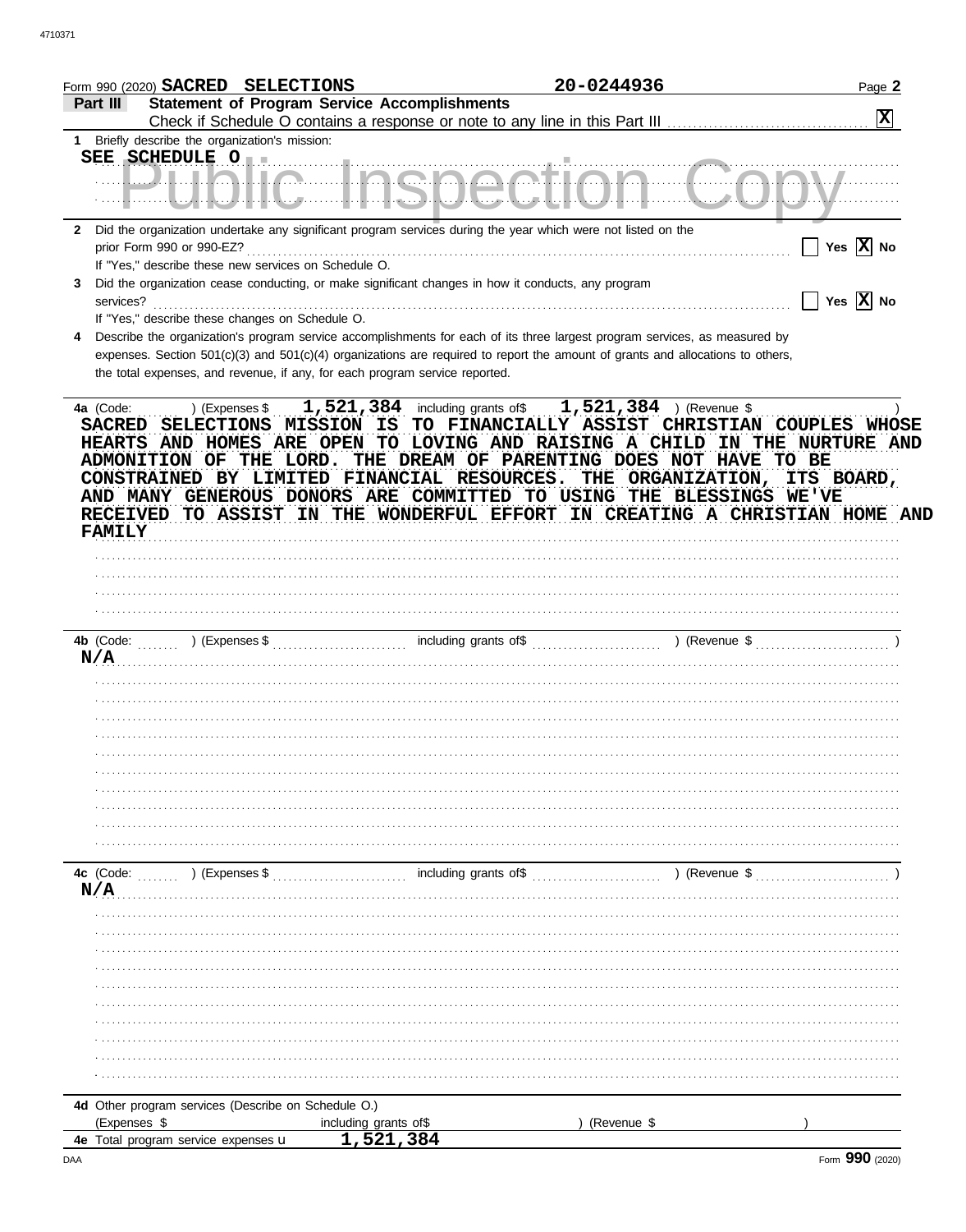Form 990 (2020) SACRED SELECTIONS 20-0244936 Page 2

**Part III Statement of Program Service Accomplishments**

Check if Schedule O contains a response or note to any line in this Part III [X]

1 Briefly describe the organization's mission:

SEE SCHEDULE O

Public Inspection Copy

2 Did the organization undertake any significant program services during the year which were not listed on the prior Form 990 or 990-EZ? [ ] Yes [X] No

If "Yes," describe these new services on Schedule O.

3 Did the organization cease conducting, or make significant changes in how it conducts, any program services? [ ] Yes [X] No

If "Yes," describe these changes on Schedule O.

4 Describe the organization's program service accomplishments for each of its three largest program services, as measured by expenses. Section 501(c)(3) and 501(c)(4) organizations are required to report the amount of grants and allocations to others, the total expenses, and revenue, if any, for each program service reported.

**4a** (Code: ) (Expenses $ 1,521,384 including grants of$ 1,521,384 ) (Revenue $ )

SACRED SELECTIONS MISSION IS TO FINANCIALLY ASSIST CHRISTIAN COUPLES WHOSE HEARTS AND HOMES ARE OPEN TO LOVING AND RAISING A CHILD IN THE NURTURE AND ADMONITION OF THE LORD. THE DREAM OF PARENTING DOES NOT HAVE TO BE CONSTRAINED BY LIMITED FINANCIAL RESOURCES. THE ORGANIZATION, ITS BOARD, AND MANY GENEROUS DONORS ARE COMMITTED TO USING THE BLESSINGS WE'VE RECEIVED TO ASSIST IN THE WONDERFUL EFFORT IN CREATING A CHRISTIAN HOME AND FAMILY

**4b** (Code: ) (Expenses $ including grants of$ ) (Revenue $ )

N/A

**4c** (Code: ) (Expenses $ including grants of$ ) (Revenue $ )

N/A

**4d** Other program services (Describe on Schedule O.)

(Expenses $ including grants of$ ) (Revenue $ )

**4e** Total program service expenses ► 1,521,384

Form **990** (2020)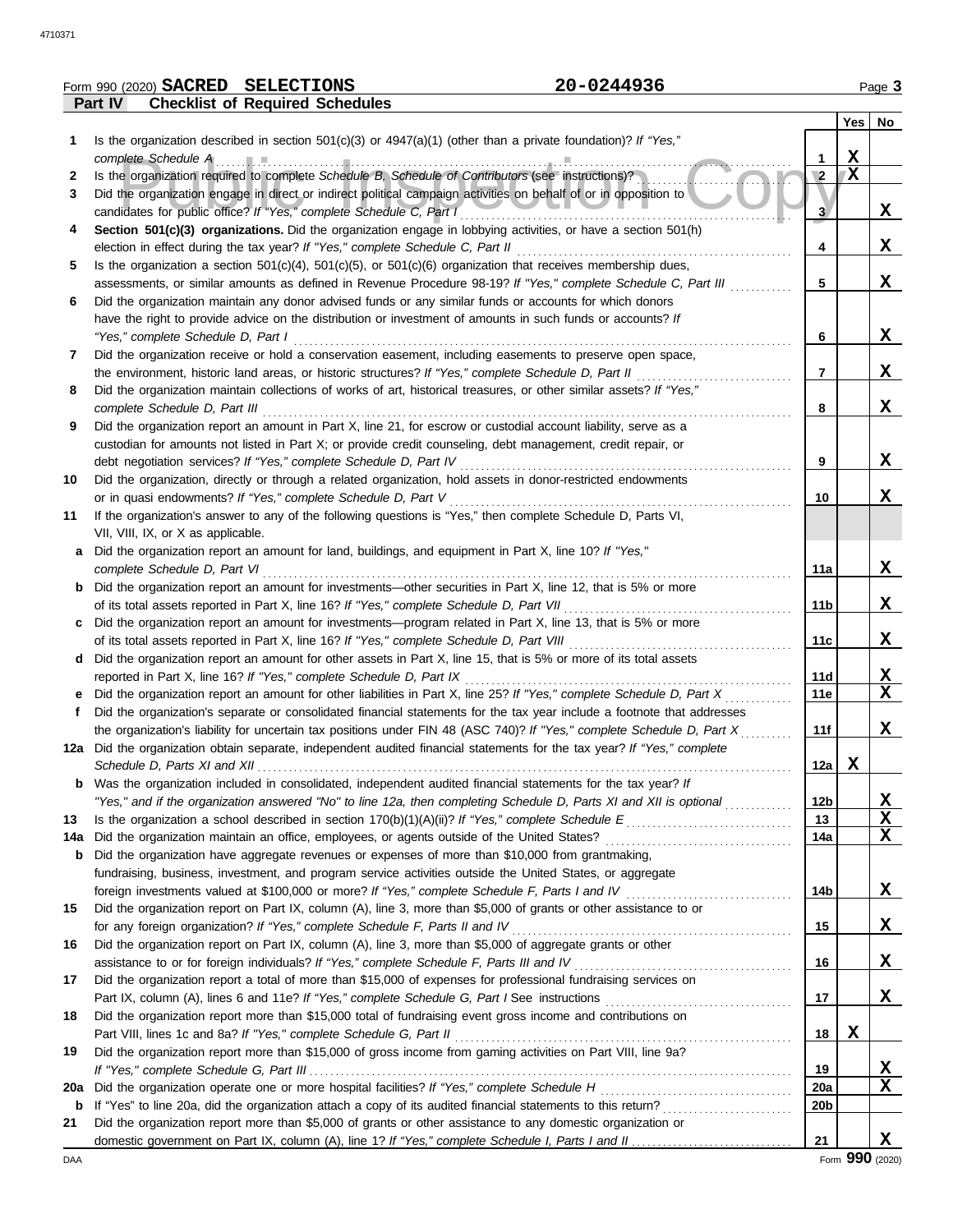Form 990 (2020) **SACRED SELECTIONS** **20-0244936** Page **3**

**Part IV** **Checklist of Required Schedules**

| | | | Yes | No |
|---|---|---|---|---|
| **1** | Is the organization described in section 501(c)(3) or 4947(a)(1) (other than a private foundation)? *If "Yes," complete Schedule A* | 1 | X | |
| **2** | Is the organization required to complete *Schedule B, Schedule of Contributors* (see instructions)? | 2 | X | |
| **3** | Did the organization engage in direct or indirect political campaign activities on behalf of or in opposition to candidates for public office? *If "Yes," complete Schedule C, Part I* | 3 | | X |
| **4** | **Section 501(c)(3) organizations.** Did the organization engage in lobbying activities, or have a section 501(h) election in effect during the tax year? *If "Yes," complete Schedule C, Part II* | 4 | | X |
| **5** | Is the organization a section 501(c)(4), 501(c)(5), or 501(c)(6) organization that receives membership dues, assessments, or similar amounts as defined in Revenue Procedure 98-19? *If "Yes," complete Schedule C, Part III* | 5 | | X |
| **6** | Did the organization maintain any donor advised funds or any similar funds or accounts for which donors have the right to provide advice on the distribution or investment of amounts in such funds or accounts? *If "Yes," complete Schedule D, Part I* | 6 | | X |
| **7** | Did the organization receive or hold a conservation easement, including easements to preserve open space, the environment, historic land areas, or historic structures? *If "Yes," complete Schedule D, Part II* | 7 | | X |
| **8** | Did the organization maintain collections of works of art, historical treasures, or other similar assets? *If "Yes," complete Schedule D, Part III* | 8 | | X |
| **9** | Did the organization report an amount in Part X, line 21, for escrow or custodial account liability, serve as a custodian for amounts not listed in Part X; or provide credit counseling, debt management, credit repair, or debt negotiation services? *If "Yes," complete Schedule D, Part IV* | 9 | | X |
| **10** | Did the organization, directly or through a related organization, hold assets in donor-restricted endowments or in quasi endowments? *If "Yes," complete Schedule D, Part V* | 10 | | X |
| **11** | If the organization's answer to any of the following questions is "Yes," then complete Schedule D, Parts VI, VII, VIII, IX, or X as applicable. | | | |
| **a** | Did the organization report an amount for land, buildings, and equipment in Part X, line 10? *If "Yes," complete Schedule D, Part VI* | 11a | | X |
| **b** | Did the organization report an amount for investments—other securities in Part X, line 12, that is 5% or more of its total assets reported in Part X, line 16? *If "Yes," complete Schedule D, Part VII* | 11b | | X |
| **c** | Did the organization report an amount for investments—program related in Part X, line 13, that is 5% or more of its total assets reported in Part X, line 16? *If "Yes," complete Schedule D, Part VIII* | 11c | | X |
| **d** | Did the organization report an amount for other assets in Part X, line 15, that is 5% or more of its total assets reported in Part X, line 16? *If "Yes," complete Schedule D, Part IX* | 11d | | X |
| **e** | Did the organization report an amount for other liabilities in Part X, line 25? *If "Yes," complete Schedule D, Part X* | 11e | | X |
| **f** | Did the organization's separate or consolidated financial statements for the tax year include a footnote that addresses the organization's liability for uncertain tax positions under FIN 48 (ASC 740)? *If "Yes," complete Schedule D, Part X* | 11f | | X |
| **12a** | Did the organization obtain separate, independent audited financial statements for the tax year? *If "Yes," complete Schedule D, Parts XI and XII* | 12a | X | |
| **b** | Was the organization included in consolidated, independent audited financial statements for the tax year? *If "Yes," and if the organization answered "No" to line 12a, then completing Schedule D, Parts XI and XII is optional* | 12b | | X |
| **13** | Is the organization a school described in section 170(b)(1)(A)(ii)? *If "Yes," complete Schedule E* | 13 | | X |
| **14a** | Did the organization maintain an office, employees, or agents outside of the United States? | 14a | | X |
| **b** | Did the organization have aggregate revenues or expenses of more than $10,000 from grantmaking, fundraising, business, investment, and program service activities outside the United States, or aggregate foreign investments valued at $100,000 or more? *If "Yes," complete Schedule F, Parts I and IV* | 14b | | X |
| **15** | Did the organization report on Part IX, column (A), line 3, more than $5,000 of grants or other assistance to or for any foreign organization? *If "Yes," complete Schedule F, Parts II and IV* | 15 | | X |
| **16** | Did the organization report on Part IX, column (A), line 3, more than $5,000 of aggregate grants or other assistance to or for foreign individuals? *If "Yes," complete Schedule F, Parts III and IV* | 16 | | X |
| **17** | Did the organization report a total of more than $15,000 of expenses for professional fundraising services on Part IX, column (A), lines 6 and 11e? *If "Yes," complete Schedule G, Part I* See instructions | 17 | | X |
| **18** | Did the organization report more than $15,000 total of fundraising event gross income and contributions on Part VIII, lines 1c and 8a? *If "Yes," complete Schedule G, Part II* | 18 | X | |
| **19** | Did the organization report more than $15,000 of gross income from gaming activities on Part VIII, line 9a? *If "Yes," complete Schedule G, Part III* | 19 | | X |
| **20a** | Did the organization operate one or more hospital facilities? *If "Yes," complete Schedule H* | 20a | | X |
| **b** | If "Yes" to line 20a, did the organization attach a copy of its audited financial statements to this return? | 20b | | |
| **21** | Did the organization report more than $5,000 of grants or other assistance to any domestic organization or domestic government on Part IX, column (A), line 1? *If "Yes," complete Schedule I, Parts I and II* | 21 | | X |

DAA Form **990** (2020)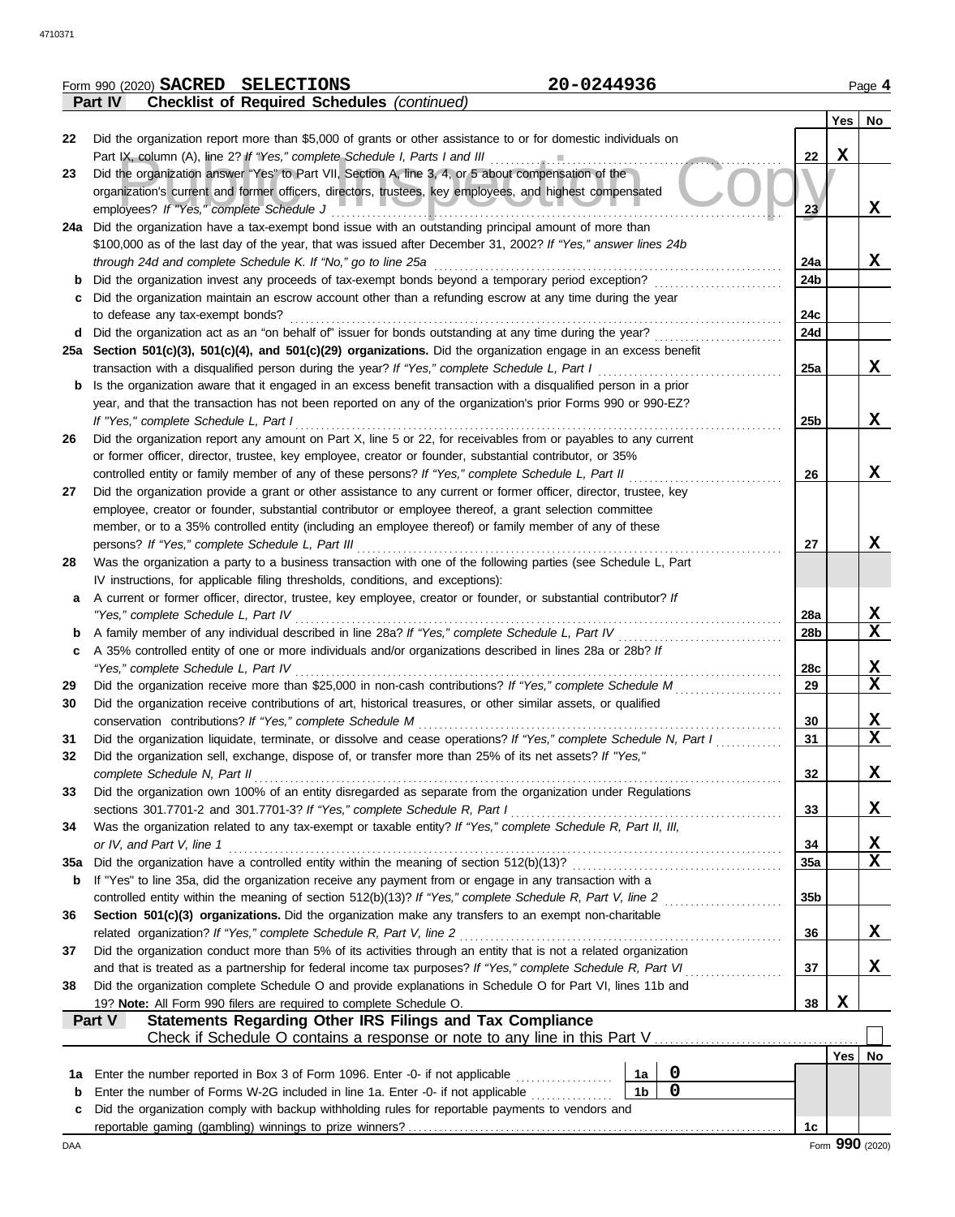Form 990 (2020) **SACRED SELECTIONS** **20-0244936** Page **4**

**Part IV — Checklist of Required Schedules** *(continued)*

| | | | Yes | No |
|---|---|---|---|---|
| 22 | Did the organization report more than $5,000 of grants or other assistance to or for domestic individuals on Part IX, column (A), line 2? *If "Yes," complete Schedule I, Parts I and III* | 22 | X | |
| 23 | Did the organization answer "Yes" to Part VII, Section A, line 3, 4, or 5 about compensation of the organization's current and former officers, directors, trustees, key employees, and highest compensated employees? *If "Yes," complete Schedule J* | 23 | | X |
| 24a | Did the organization have a tax-exempt bond issue with an outstanding principal amount of more than $100,000 as of the last day of the year, that was issued after December 31, 2002? *If "Yes," answer lines 24b through 24d and complete Schedule K. If "No," go to line 25a* | 24a | | X |
| b | Did the organization invest any proceeds of tax-exempt bonds beyond a temporary period exception? | 24b | | |
| c | Did the organization maintain an escrow account other than a refunding escrow at any time during the year to defease any tax-exempt bonds? | 24c | | |
| d | Did the organization act as an "on behalf of" issuer for bonds outstanding at any time during the year? | 24d | | |
| 25a | **Section 501(c)(3), 501(c)(4), and 501(c)(29) organizations.** Did the organization engage in an excess benefit transaction with a disqualified person during the year? *If "Yes," complete Schedule L, Part I* | 25a | | X |
| b | Is the organization aware that it engaged in an excess benefit transaction with a disqualified person in a prior year, and that the transaction has not been reported on any of the organization's prior Forms 990 or 990-EZ? *If "Yes," complete Schedule L, Part I* | 25b | | X |
| 26 | Did the organization report any amount on Part X, line 5 or 22, for receivables from or payables to any current or former officer, director, trustee, key employee, creator or founder, substantial contributor, or 35% controlled entity or family member of any of these persons? *If "Yes," complete Schedule L, Part II* | 26 | | X |
| 27 | Did the organization provide a grant or other assistance to any current or former officer, director, trustee, key employee, creator or founder, substantial contributor or employee thereof, a grant selection committee member, or to a 35% controlled entity (including an employee thereof) or family member of any of these persons? *If "Yes," complete Schedule L, Part III* | 27 | | X |
| 28 | Was the organization a party to a business transaction with one of the following parties (see Schedule L, Part IV instructions, for applicable filing thresholds, conditions, and exceptions): | | | |
| a | A current or former officer, director, trustee, key employee, creator or founder, or substantial contributor? *If "Yes," complete Schedule L, Part IV* | 28a | | X |
| b | A family member of any individual described in line 28a? *If "Yes," complete Schedule L, Part IV* | 28b | | X |
| c | A 35% controlled entity of one or more individuals and/or organizations described in lines 28a or 28b? *If "Yes," complete Schedule L, Part IV* | 28c | | X |
| 29 | Did the organization receive more than $25,000 in non-cash contributions? *If "Yes," complete Schedule M* | 29 | | X |
| 30 | Did the organization receive contributions of art, historical treasures, or other similar assets, or qualified conservation contributions? *If "Yes," complete Schedule M* | 30 | | X |
| 31 | Did the organization liquidate, terminate, or dissolve and cease operations? *If "Yes," complete Schedule N, Part I* | 31 | | X |
| 32 | Did the organization sell, exchange, dispose of, or transfer more than 25% of its net assets? *If "Yes," complete Schedule N, Part II* | 32 | | X |
| 33 | Did the organization own 100% of an entity disregarded as separate from the organization under Regulations sections 301.7701-2 and 301.7701-3? *If "Yes," complete Schedule R, Part I* | 33 | | X |
| 34 | Was the organization related to any tax-exempt or taxable entity? *If "Yes," complete Schedule R, Part II, III, or IV, and Part V, line 1* | 34 | | X |
| 35a | Did the organization have a controlled entity within the meaning of section 512(b)(13)? | 35a | | X |
| b | If "Yes" to line 35a, did the organization receive any payment from or engage in any transaction with a controlled entity within the meaning of section 512(b)(13)? *If "Yes," complete Schedule R, Part V, line 2* | 35b | | |
| 36 | **Section 501(c)(3) organizations.** Did the organization make any transfers to an exempt non-charitable related organization? *If "Yes," complete Schedule R, Part V, line 2* | 36 | | X |
| 37 | Did the organization conduct more than 5% of its activities through an entity that is not a related organization and that is treated as a partnership for federal income tax purposes? *If "Yes," complete Schedule R, Part VI* | 37 | | X |
| 38 | Did the organization complete Schedule O and provide explanations in Schedule O for Part VI, lines 11b and 19? **Note:** All Form 990 filers are required to complete Schedule O. | 38 | X | |

**Part V — Statements Regarding Other IRS Filings and Tax Compliance**

Check if Schedule O contains a response or note to any line in this Part V ☐

| | | | | | Yes | No |
|---|---|---|---|---|---|---|
| 1a | Enter the number reported in Box 3 of Form 1096. Enter -0- if not applicable | 1a | 0 | | | |
| b | Enter the number of Forms W-2G included in line 1a. Enter -0- if not applicable | 1b | 0 | | | |
| c | Did the organization comply with backup withholding rules for reportable payments to vendors and reportable gaming (gambling) winnings to prize winners? | | | 1c | | |

DAA Form **990** (2020)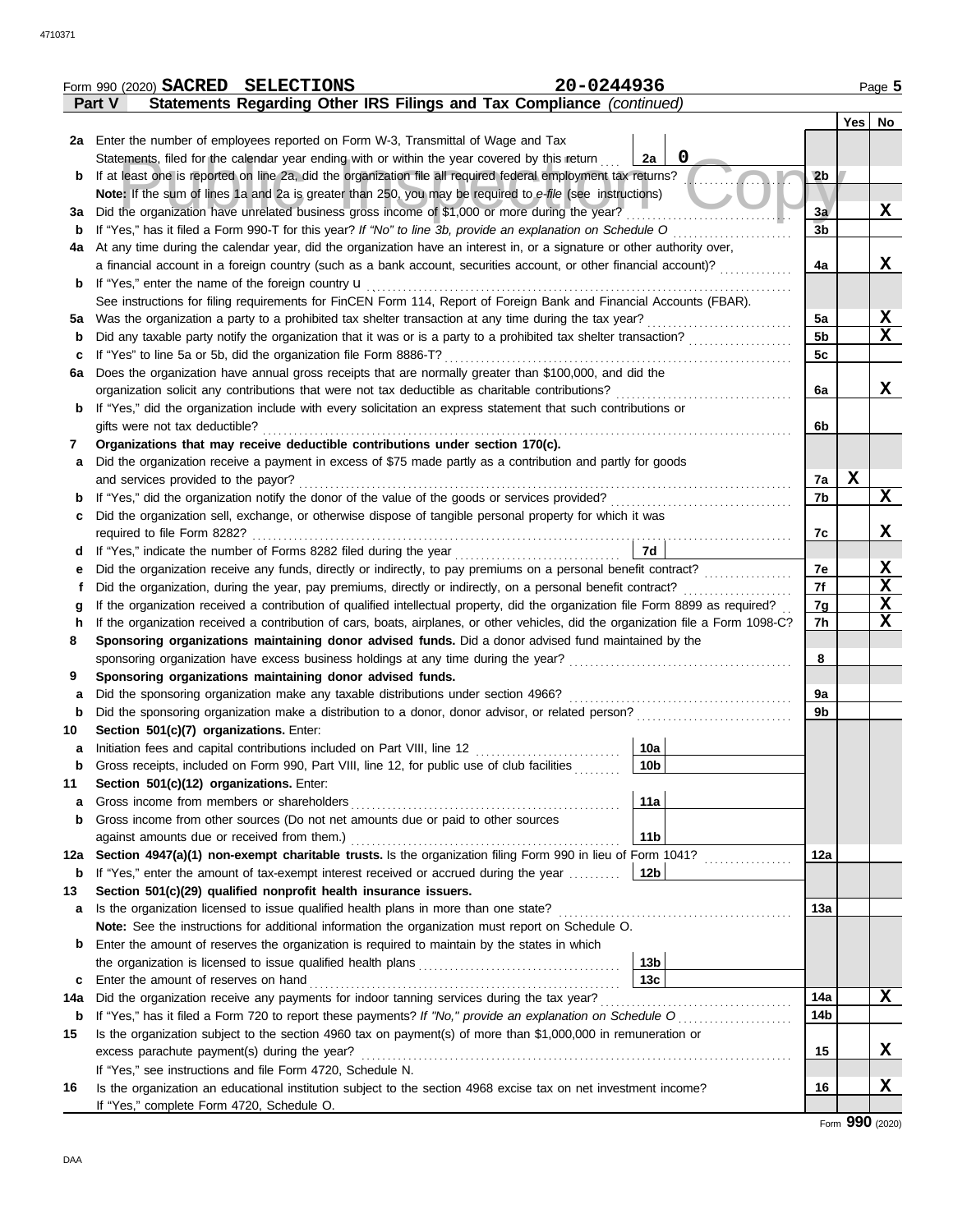Form 990 (2020) **SACRED SELECTIONS** **20-0244936**

**Part V — Statements Regarding Other IRS Filings and Tax Compliance** *(continued)*

| | | | | Yes | No |
|---|---|---|---|---|---|
| **2a** | Enter the number of employees reported on Form W-3, Transmittal of Wage and Tax Statements, filed for the calendar year ending with or within the year covered by this return | 2a | 0 | | |
| **b** | If at least one is reported on line 2a, did the organization file all required federal employment tax returns? | | 2b | | |
| | **Note:** If the sum of lines 1a and 2a is greater than 250, you may be required to *e-file* (see instructions) | | | | |
| **3a** | Did the organization have unrelated business gross income of $1,000 or more during the year? | | 3a | | X |
| **b** | If "Yes," has it filed a Form 990-T for this year? *If "No" to line 3b, provide an explanation on Schedule O* | | 3b | | |
| **4a** | At any time during the calendar year, did the organization have an interest in, or a signature or other authority over, a financial account in a foreign country (such as a bank account, securities account, or other financial account)? | | 4a | | X |
| **b** | If "Yes," enter the name of the foreign country u | | | | |
| | See instructions for filing requirements for FinCEN Form 114, Report of Foreign Bank and Financial Accounts (FBAR). | | | | |
| **5a** | Was the organization a party to a prohibited tax shelter transaction at any time during the tax year? | | 5a | | X |
| **b** | Did any taxable party notify the organization that it was or is a party to a prohibited tax shelter transaction? | | 5b | | X |
| **c** | If "Yes" to line 5a or 5b, did the organization file Form 8886-T? | | 5c | | |
| **6a** | Does the organization have annual gross receipts that are normally greater than $100,000, and did the organization solicit any contributions that were not tax deductible as charitable contributions? | | 6a | | X |
| **b** | If "Yes," did the organization include with every solicitation an express statement that such contributions or gifts were not tax deductible? | | 6b | | |
| **7** | **Organizations that may receive deductible contributions under section 170(c).** | | | | |
| **a** | Did the organization receive a payment in excess of $75 made partly as a contribution and partly for goods and services provided to the payor? | | 7a | X | |
| **b** | If "Yes," did the organization notify the donor of the value of the goods or services provided? | | 7b | | X |
| **c** | Did the organization sell, exchange, or otherwise dispose of tangible personal property for which it was required to file Form 8282? | | 7c | | X |
| **d** | If "Yes," indicate the number of Forms 8282 filed during the year | 7d | | | |
| **e** | Did the organization receive any funds, directly or indirectly, to pay premiums on a personal benefit contract? | | 7e | | X |
| **f** | Did the organization, during the year, pay premiums, directly or indirectly, on a personal benefit contract? | | 7f | | X |
| **g** | If the organization received a contribution of qualified intellectual property, did the organization file Form 8899 as required? | | 7g | | X |
| **h** | If the organization received a contribution of cars, boats, airplanes, or other vehicles, did the organization file a Form 1098-C? | | 7h | | X |
| **8** | **Sponsoring organizations maintaining donor advised funds.** Did a donor advised fund maintained by the sponsoring organization have excess business holdings at any time during the year? | | 8 | | |
| **9** | **Sponsoring organizations maintaining donor advised funds.** | | | | |
| **a** | Did the sponsoring organization make any taxable distributions under section 4966? | | 9a | | |
| **b** | Did the sponsoring organization make a distribution to a donor, donor advisor, or related person? | | 9b | | |
| **10** | **Section 501(c)(7) organizations.** Enter: | | | | |
| **a** | Initiation fees and capital contributions included on Part VIII, line 12 | 10a | | | |
| **b** | Gross receipts, included on Form 990, Part VIII, line 12, for public use of club facilities | 10b | | | |
| **11** | **Section 501(c)(12) organizations.** Enter: | | | | |
| **a** | Gross income from members or shareholders | 11a | | | |
| **b** | Gross income from other sources (Do not net amounts due or paid to other sources against amounts due or received from them.) | 11b | | | |
| **12a** | **Section 4947(a)(1) non-exempt charitable trusts.** Is the organization filing Form 990 in lieu of Form 1041? | | 12a | | |
| **b** | If "Yes," enter the amount of tax-exempt interest received or accrued during the year | 12b | | | |
| **13** | **Section 501(c)(29) qualified nonprofit health insurance issuers.** | | | | |
| **a** | Is the organization licensed to issue qualified health plans in more than one state? | | 13a | | |
| | **Note:** See the instructions for additional information the organization must report on Schedule O. | | | | |
| **b** | Enter the amount of reserves the organization is required to maintain by the states in which the organization is licensed to issue qualified health plans | 13b | | | |
| **c** | Enter the amount of reserves on hand | 13c | | | |
| **14a** | Did the organization receive any payments for indoor tanning services during the tax year? | | 14a | | X |
| **b** | If "Yes," has it filed a Form 720 to report these payments? *If "No," provide an explanation on Schedule O* | | 14b | | |
| **15** | Is the organization subject to the section 4960 tax on payment(s) of more than $1,000,000 in remuneration or excess parachute payment(s) during the year? | | 15 | | X |
| | If "Yes," see instructions and file Form 4720, Schedule N. | | | | |
| **16** | Is the organization an educational institution subject to the section 4968 excise tax on net investment income? | | 16 | | X |
| | If "Yes," complete Form 4720, Schedule O. | | | | |

Form **990** (2020)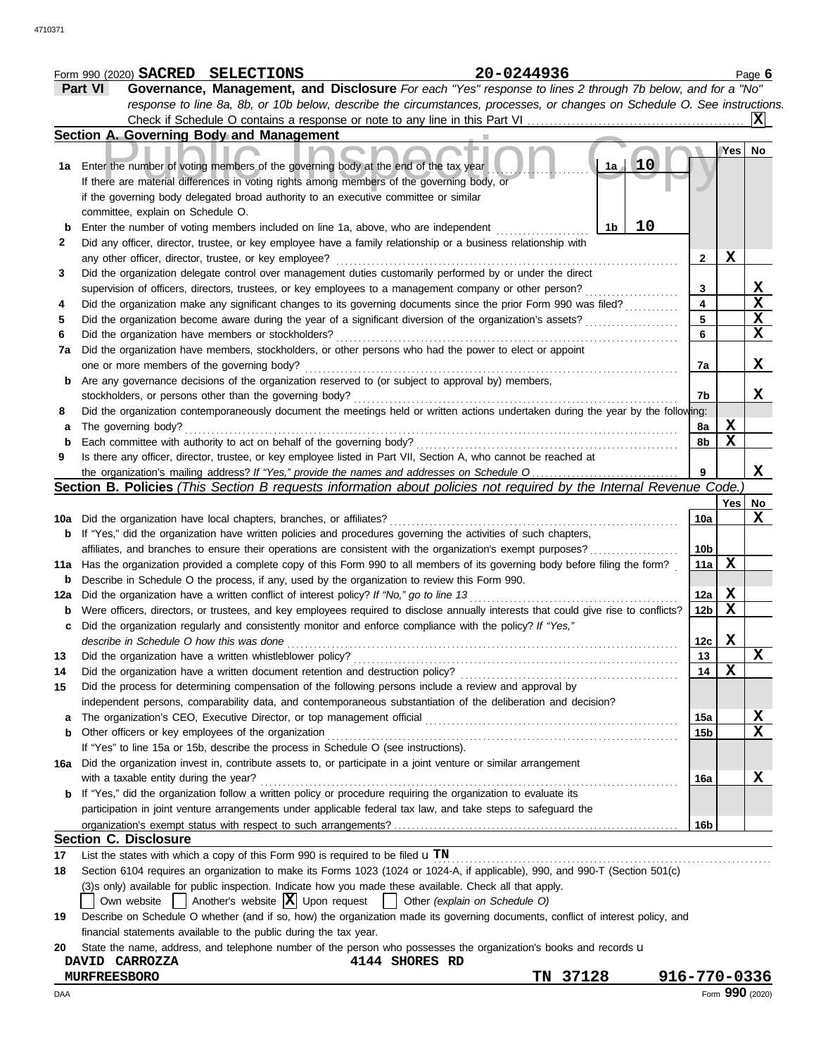Form 990 (2020) **SACRED SELECTIONS** **20-0244936** Page **6**

## Part VI Governance, Management, and Disclosure

*For each "Yes" response to lines 2 through 7b below, and for a "No" response to line 8a, 8b, or 10b below, describe the circumstances, processes, or changes on Schedule O. See instructions.*

Check if Schedule O contains a response or note to any line in this Part VI ..... **[X]**

### Section A. Governing Body and Management

| | | | Yes | No |
|---|---|---|---|---|
| **1a** | Enter the number of voting members of the governing body at the end of the tax year ..... **1a** **10**<br>If there are material differences in voting rights among members of the governing body, or if the governing body delegated broad authority to an executive committee or similar committee, explain on Schedule O. | | | |
| **b** | Enter the number of voting members included on line 1a, above, who are independent ..... **1b** **10** | | | |
| **2** | Did any officer, director, trustee, or key employee have a family relationship or a business relationship with any other officer, director, trustee, or key employee? | 2 | X | |
| **3** | Did the organization delegate control over management duties customarily performed by or under the direct supervision of officers, directors, trustees, or key employees to a management company or other person? | 3 | | X |
| **4** | Did the organization make any significant changes to its governing documents since the prior Form 990 was filed? | 4 | | X |
| **5** | Did the organization become aware during the year of a significant diversion of the organization's assets? | 5 | | X |
| **6** | Did the organization have members or stockholders? | 6 | | X |
| **7a** | Did the organization have members, stockholders, or other persons who had the power to elect or appoint one or more members of the governing body? | 7a | | X |
| **b** | Are any governance decisions of the organization reserved to (or subject to approval by) members, stockholders, or persons other than the governing body? | 7b | | X |
| **8** | Did the organization contemporaneously document the meetings held or written actions undertaken during the year by the following: | | | |
| **a** | The governing body? | 8a | X | |
| **b** | Each committee with authority to act on behalf of the governing body? | 8b | X | |
| **9** | Is there any officer, director, trustee, or key employee listed in Part VII, Section A, who cannot be reached at the organization's mailing address? *If "Yes," provide the names and addresses on Schedule O* | 9 | | X |

### Section B. Policies *(This Section B requests information about policies not required by the Internal Revenue Code.)*

| | | | Yes | No |
|---|---|---|---|---|
| **10a** | Did the organization have local chapters, branches, or affiliates? | 10a | | X |
| **b** | If "Yes," did the organization have written policies and procedures governing the activities of such chapters, affiliates, and branches to ensure their operations are consistent with the organization's exempt purposes? | 10b | | |
| **11a** | Has the organization provided a complete copy of this Form 990 to all members of its governing body before filing the form? | 11a | X | |
| **b** | Describe in Schedule O the process, if any, used by the organization to review this Form 990. | | | |
| **12a** | Did the organization have a written conflict of interest policy? *If "No," go to line 13* | 12a | X | |
| **b** | Were officers, directors, or trustees, and key employees required to disclose annually interests that could give rise to conflicts? | 12b | X | |
| **c** | Did the organization regularly and consistently monitor and enforce compliance with the policy? *If "Yes," describe in Schedule O how this was done* | 12c | X | |
| **13** | Did the organization have a written whistleblower policy? | 13 | | X |
| **14** | Did the organization have a written document retention and destruction policy? | 14 | X | |
| **15** | Did the process for determining compensation of the following persons include a review and approval by independent persons, comparability data, and contemporaneous substantiation of the deliberation and decision? | | | |
| **a** | The organization's CEO, Executive Director, or top management official | 15a | | X |
| **b** | Other officers or key employees of the organization<br>If "Yes" to line 15a or 15b, describe the process in Schedule O (see instructions). | 15b | | X |
| **16a** | Did the organization invest in, contribute assets to, or participate in a joint venture or similar arrangement with a taxable entity during the year? | 16a | | X |
| **b** | If "Yes," did the organization follow a written policy or procedure requiring the organization to evaluate its participation in joint venture arrangements under applicable federal tax law, and take steps to safeguard the organization's exempt status with respect to such arrangements? | 16b | | |

### Section C. Disclosure

**17** List the states with which a copy of this Form 990 is required to be filed u **TN**

**18** Section 6104 requires an organization to make its Forms 1023 (1024 or 1024-A, if applicable), 990, and 990-T (Section 501(c)(3)s only) available for public inspection. Indicate how you made these available. Check all that apply.

[ ] Own website [ ] Another's website [X] Upon request [ ] Other *(explain on Schedule O)*

**19** Describe on Schedule O whether (and if so, how) the organization made its governing documents, conflict of interest policy, and financial statements available to the public during the tax year.

**20** State the name, address, and telephone number of the person who possesses the organization's books and records u

**DAVID CARROZZA** **4144 SHORES RD**
**MURFREESBORO** **TN 37128** **916-770-0336**

Form **990** (2020)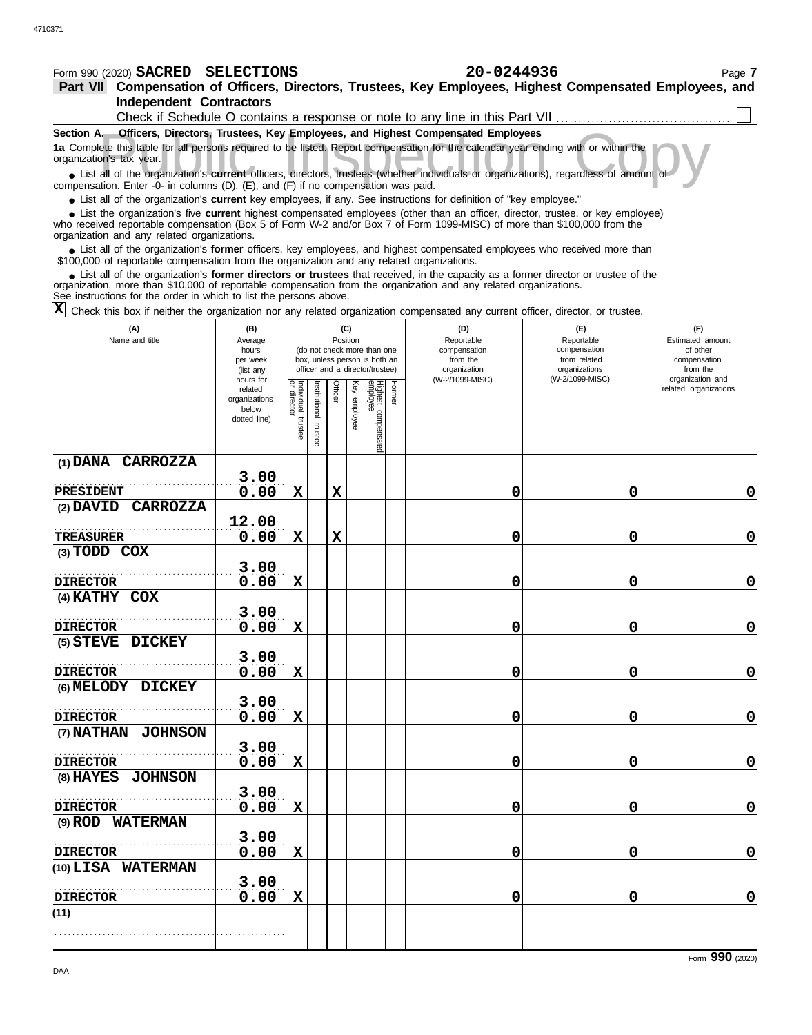Form 990 (2020) **SACRED SELECTIONS** **20-0244936**

## Part VII Compensation of Officers, Directors, Trustees, Key Employees, Highest Compensated Employees, and Independent Contractors

Check if Schedule O contains a response or note to any line in this Part VII ☐

**Section A. Officers, Directors, Trustees, Key Employees, and Highest Compensated Employees**

**1a** Complete this table for all persons required to be listed. Report compensation for the calendar year ending with or within the organization's tax year.

- List all of the organization's **current** officers, directors, trustees (whether individuals or organizations), regardless of amount of compensation. Enter -0- in columns (D), (E), and (F) if no compensation was paid.
- List all of the organization's **current** key employees, if any. See instructions for definition of "key employee."
- List the organization's five **current** highest compensated employees (other than an officer, director, trustee, or key employee) who received reportable compensation (Box 5 of Form W-2 and/or Box 7 of Form 1099-MISC) of more than $100,000 from the organization and any related organizations.
- List all of the organization's **former** officers, key employees, and highest compensated employees who received more than $100,000 of reportable compensation from the organization and any related organizations.
- List all of the organization's **former directors or trustees** that received, in the capacity as a former director or trustee of the organization, more than $10,000 of reportable compensation from the organization and any related organizations.

See instructions for the order in which to list the persons above.

☒ Check this box if neither the organization nor any related organization compensated any current officer, director, or trustee.

| (A) Name and title | (B) Average hours per week (list any hours for related organizations below dotted line) | (C) Position: Individual trustee or director | Institutional trustee | Officer | Key employee | Highest compensated employee | Former | (D) Reportable compensation from the organization (W-2/1099-MISC) | (E) Reportable compensation from related organizations (W-2/1099-MISC) | (F) Estimated amount of other compensation from the organization and related organizations |
|---|---|---|---|---|---|---|---|---|---|---|
| (1) DANA CARROZZA<br>PRESIDENT | 3.00<br>0.00 | X | | X | | | | 0 | 0 | 0 |
| (2) DAVID CARROZZA<br>TREASURER | 12.00<br>0.00 | X | | X | | | | 0 | 0 | 0 |
| (3) TODD COX<br>DIRECTOR | 3.00<br>0.00 | X | | | | | | 0 | 0 | 0 |
| (4) KATHY COX<br>DIRECTOR | 3.00<br>0.00 | X | | | | | | 0 | 0 | 0 |
| (5) STEVE DICKEY<br>DIRECTOR | 3.00<br>0.00 | X | | | | | | 0 | 0 | 0 |
| (6) MELODY DICKEY<br>DIRECTOR | 3.00<br>0.00 | X | | | | | | 0 | 0 | 0 |
| (7) NATHAN JOHNSON<br>DIRECTOR | 3.00<br>0.00 | X | | | | | | 0 | 0 | 0 |
| (8) HAYES JOHNSON<br>DIRECTOR | 3.00<br>0.00 | X | | | | | | 0 | 0 | 0 |
| (9) ROD WATERMAN<br>DIRECTOR | 3.00<br>0.00 | X | | | | | | 0 | 0 | 0 |
| (10) LISA WATERMAN<br>DIRECTOR | 3.00<br>0.00 | X | | | | | | 0 | 0 | 0 |
| (11) | | | | | | | | | | |

Form **990** (2020)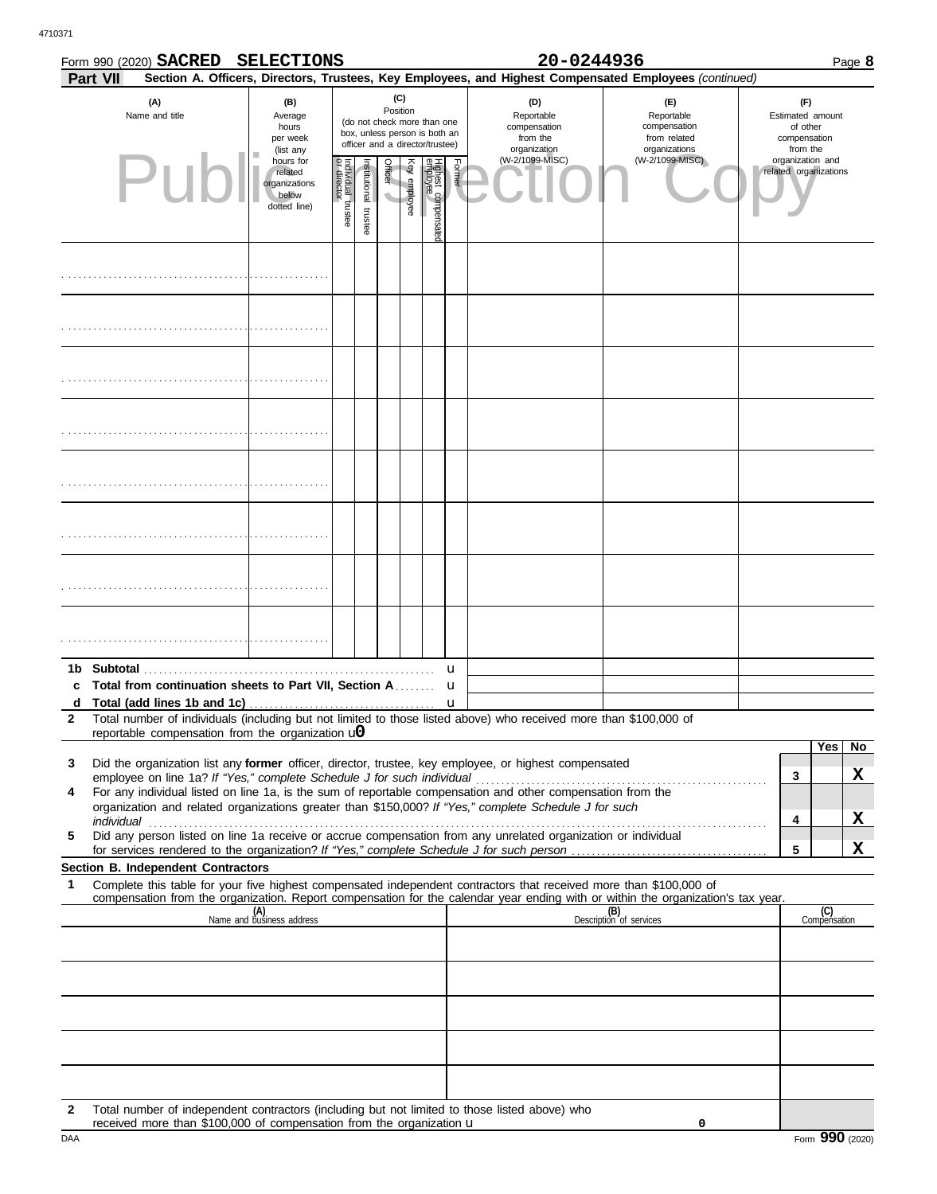Form 990 (2020) **SACRED SELECTIONS** **20-0244936** Page **8**

**Part VII** **Section A. Officers, Directors, Trustees, Key Employees, and Highest Compensated Employees** *(continued)*

| (A) Name and title | (B) Average hours per week (list any hours for related organizations below dotted line) | (C) Position (do not check more than one box, unless person is both an officer and a director/trustee): Individual trustee or director | Institutional trustee | Officer | Key employee | Highest compensated employee | Former | (D) Reportable compensation from the organization (W-2/1099-MISC) | (E) Reportable compensation from related organizations (W-2/1099-MISC) | (F) Estimated amount of other compensation from the organization and related organizations |
|---|---|---|---|---|---|---|---|---|---|---|
| | | | | | | | | | | |
| | | | | | | | | | | |
| | | | | | | | | | | |
| | | | | | | | | | | |
| | | | | | | | | | | |
| | | | | | | | | | | |
| | | | | | | | | | | |
| | | | | | | | | | | |

**1b Subtotal** u

**c Total from continuation sheets to Part VII, Section A** u

**d Total (add lines 1b and 1c)** u

**2** Total number of individuals (including but not limited to those listed above) who received more than $100,000 of reportable compensation from the organization u0

| | | | Yes | No |
|---|---|---|---|---|
| 3 | Did the organization list any **former** officer, director, trustee, key employee, or highest compensated employee on line 1a? *If "Yes," complete Schedule J for such individual* | 3 | | X |
| 4 | For any individual listed on line 1a, is the sum of reportable compensation and other compensation from the organization and related organizations greater than $150,000? *If "Yes," complete Schedule J for such individual* | 4 | | X |
| 5 | Did any person listed on line 1a receive or accrue compensation from any unrelated organization or individual for services rendered to the organization? *If "Yes," complete Schedule J for such person* | 5 | | X |

**Section B. Independent Contractors**

**1** Complete this table for your five highest compensated independent contractors that received more than $100,000 of compensation from the organization. Report compensation for the calendar year ending with or within the organization's tax year.

| (A) Name and business address | (B) Description of services | (C) Compensation |
|---|---|---|
| | | |
| | | |
| | | |
| | | |
| | | |

**2** Total number of independent contractors (including but not limited to those listed above) who received more than $100,000 of compensation from the organization u 0

DAA Form **990** (2020)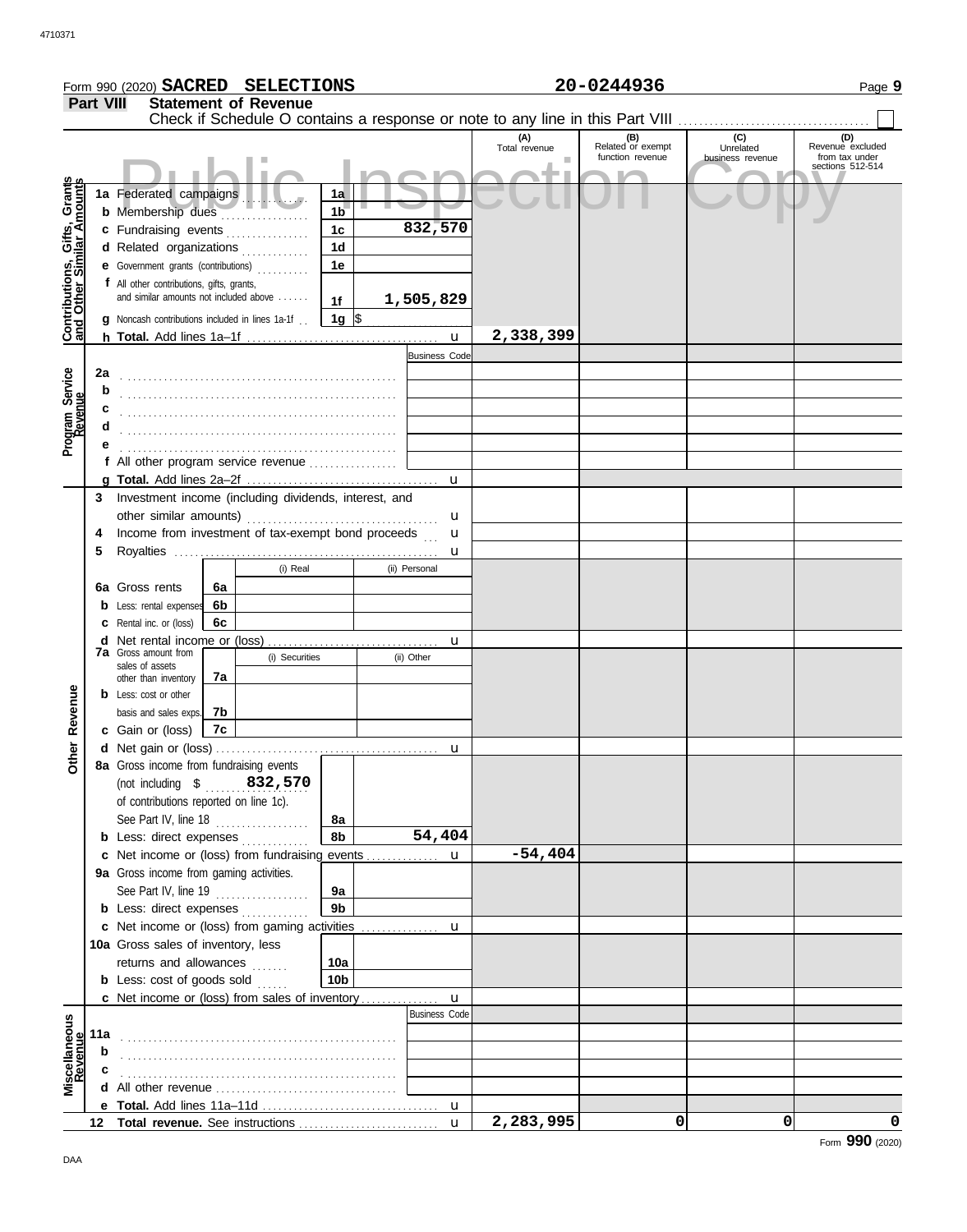Form 990 (2020) **SACRED SELECTIONS** **20-0244936** Page **9**

## Part VIII Statement of Revenue

Check if Schedule O contains a response or note to any line in this Part VIII ☐

Public Inspection Copy

| | | | | (A) Total revenue | (B) Related or exempt function revenue | (C) Unrelated business revenue | (D) Revenue excluded from tax under sections 512-514 |
|---|---|---|---|---|---|---|---|
| **Contributions, Gifts, Grants and Other Similar Amounts** | 1a Federated campaigns | 1a | | | | | |
| | b Membership dues | 1b | | | | | |
| | c Fundraising events | 1c | 832,570 | | | | |
| | d Related organizations | 1d | | | | | |
| | e Government grants (contributions) | 1e | | | | | |
| | f All other contributions, gifts, grants, and similar amounts not included above | 1f | 1,505,829 | | | | |
| | g Noncash contributions included in lines 1a-1f | 1g | $ | | | | |
| | h **Total.** Add lines 1a–1f | | u | 2,338,399 | | | |
| **Program Service Revenue** | | | Business Code | | | | |
| | 2a | | | | | | |
| | b | | | | | | |
| | c | | | | | | |
| | d | | | | | | |
| | e | | | | | | |
| | f All other program service revenue | | | | | | |
| | g **Total.** Add lines 2a–2f | | u | | | | |
| **Other Revenue** | 3 Investment income (including dividends, interest, and other similar amounts) | | u | | | | |
| | 4 Income from investment of tax-exempt bond proceeds | | u | | | | |
| | 5 Royalties | | u | | | | |
| | | (i) Real | (ii) Personal | | | | |
| | 6a Gross rents | 6a | | | | | |
| | b Less: rental expenses | 6b | | | | | |
| | c Rental inc. or (loss) | 6c | | | | | |
| | d Net rental income or (loss) | | u | | | | |
| | | (i) Securities | (ii) Other | | | | |
| | 7a Gross amount from sales of assets other than inventory | 7a | | | | | |
| | b Less: cost or other basis and sales exps. | 7b | | | | | |
| | c Gain or (loss) | 7c | | | | | |
| | d Net gain or (loss) | | u | | | | |
| | 8a Gross income from fundraising events (not including $ 832,570 of contributions reported on line 1c). See Part IV, line 18 | 8a | | | | | |
| | b Less: direct expenses | 8b | 54,404 | | | | |
| | c Net income or (loss) from fundraising events | | u | -54,404 | | | |
| | 9a Gross income from gaming activities. See Part IV, line 19 | 9a | | | | | |
| | b Less: direct expenses | 9b | | | | | |
| | c Net income or (loss) from gaming activities | | u | | | | |
| | 10a Gross sales of inventory, less returns and allowances | 10a | | | | | |
| | b Less: cost of goods sold | 10b | | | | | |
| | c Net income or (loss) from sales of inventory | | u | | | | |
| **Miscellaneous Revenue** | | | Business Code | | | | |
| | 11a | | | | | | |
| | b | | | | | | |
| | c | | | | | | |
| | d All other revenue | | | | | | |
| | e **Total.** Add lines 11a–11d | | u | | | | |
| | 12 **Total revenue.** See instructions | | u | 2,283,995 | 0 | 0 | 0 |

Form **990** (2020)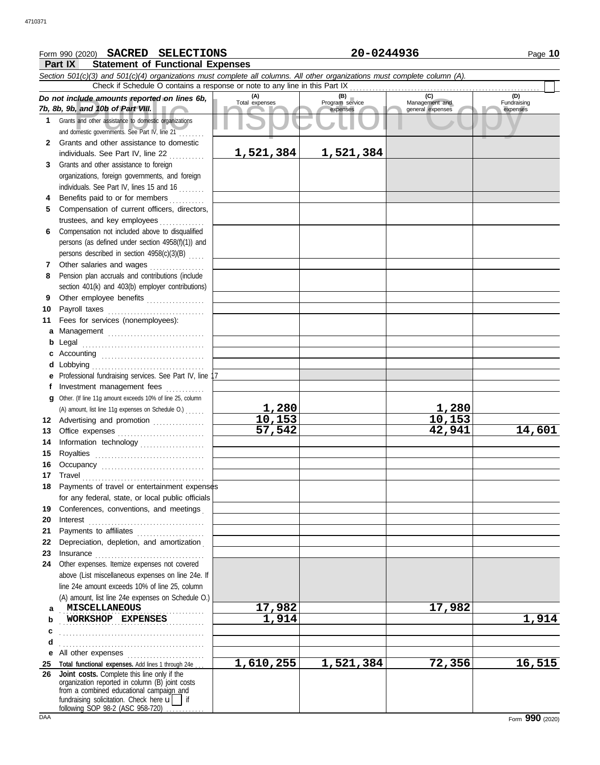Form 990 (2020) **SACRED SELECTIONS** **20-0244936**

## Part IX Statement of Functional Expenses

*Section 501(c)(3) and 501(c)(4) organizations must complete all columns. All other organizations must complete column (A).*

Check if Schedule O contains a response or note to any line in this Part IX . . . . . . . . ☐

| *Do not include amounts reported on lines 6b, 7b, 8b, 9b, and 10b of Part VIII.* | (A) Total expenses | (B) Program service expenses | (C) Management and general expenses | (D) Fundraising expenses |
|---|---|---|---|---|
| **1** Grants and other assistance to domestic organizations and domestic governments. See Part IV, line 21 | | | | |
| **2** Grants and other assistance to domestic individuals. See Part IV, line 22 | 1,521,384 | 1,521,384 | | |
| **3** Grants and other assistance to foreign organizations, foreign governments, and foreign individuals. See Part IV, lines 15 and 16 | | | | |
| **4** Benefits paid to or for members | | | | |
| **5** Compensation of current officers, directors, trustees, and key employees | | | | |
| **6** Compensation not included above to disqualified persons (as defined under section 4958(f)(1)) and persons described in section 4958(c)(3)(B) | | | | |
| **7** Other salaries and wages | | | | |
| **8** Pension plan accruals and contributions (include section 401(k) and 403(b) employer contributions) | | | | |
| **9** Other employee benefits | | | | |
| **10** Payroll taxes | | | | |
| **11** Fees for services (nonemployees): | | | | |
| **a** Management | | | | |
| **b** Legal | | | | |
| **c** Accounting | | | | |
| **d** Lobbying | | | | |
| **e** Professional fundraising services. See Part IV, line 17 | | | | |
| **f** Investment management fees | | | | |
| **g** Other. (If line 11g amount exceeds 10% of line 25, column (A) amount, list line 11g expenses on Schedule O.) | 1,280 | | 1,280 | |
| **12** Advertising and promotion | 10,153 | | 10,153 | |
| **13** Office expenses | 57,542 | | 42,941 | 14,601 |
| **14** Information technology | | | | |
| **15** Royalties | | | | |
| **16** Occupancy | | | | |
| **17** Travel | | | | |
| **18** Payments of travel or entertainment expenses for any federal, state, or local public officials | | | | |
| **19** Conferences, conventions, and meetings | | | | |
| **20** Interest | | | | |
| **21** Payments to affiliates | | | | |
| **22** Depreciation, depletion, and amortization | | | | |
| **23** Insurance | | | | |
| **24** Other expenses. Itemize expenses not covered above (List miscellaneous expenses on line 24e. If line 24e amount exceeds 10% of line 25, column (A) amount, list line 24e expenses on Schedule O.) | | | | |
| **a** MISCELLANEOUS | 17,982 | | 17,982 | |
| **b** WORKSHOP EXPENSES | 1,914 | | | 1,914 |
| **c** | | | | |
| **d** | | | | |
| **e** All other expenses | | | | |
| **25** **Total functional expenses.** Add lines 1 through 24e | 1,610,255 | 1,521,384 | 72,356 | 16,515 |
| **26** **Joint costs.** Complete this line only if the organization reported in column (B) joint costs from a combined educational campaign and fundraising solicitation. Check here ☐ if following SOP 98-2 (ASC 958-720) | | | | |

Form **990** (2020)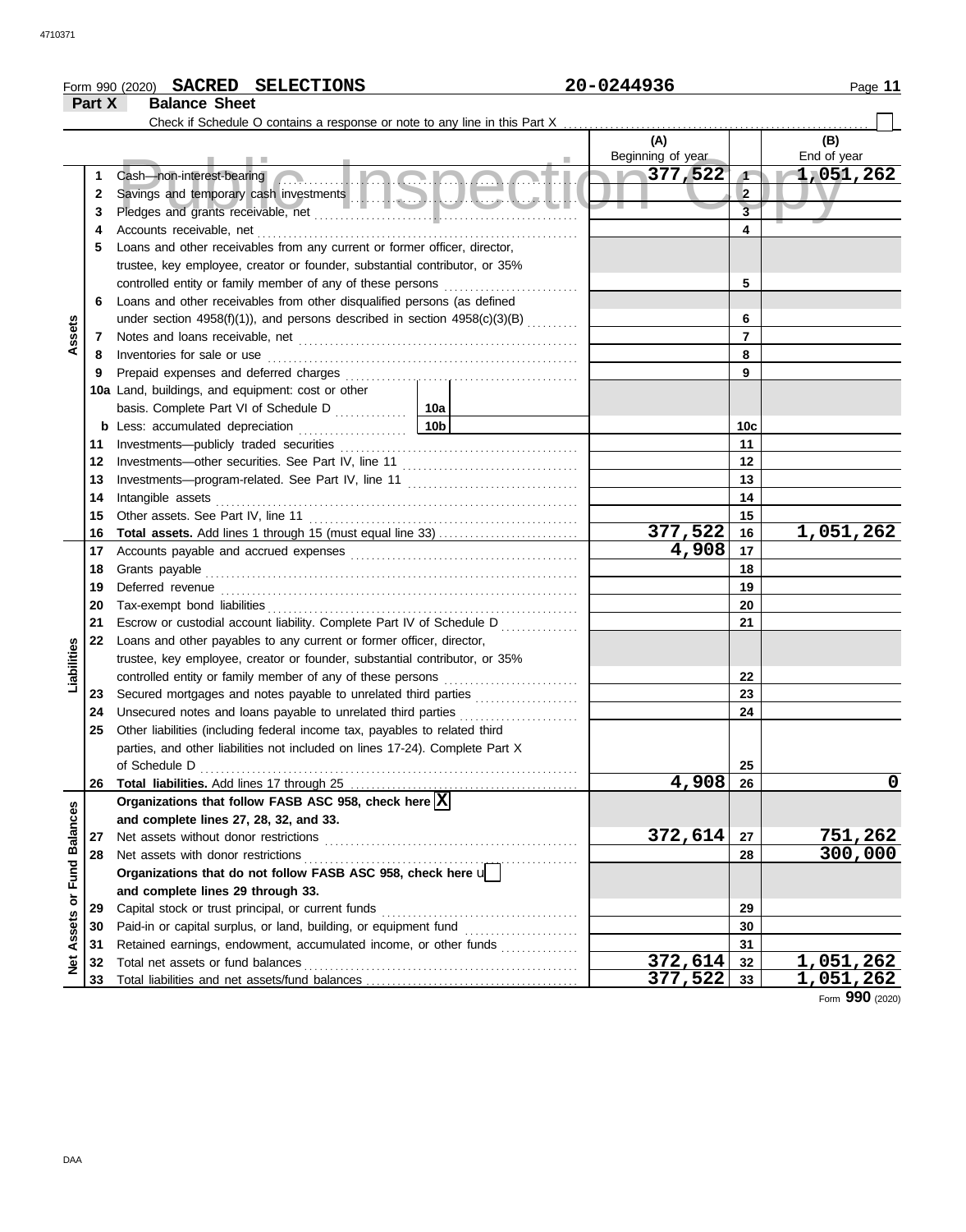Form 990 (2020) **SACRED SELECTIONS** 20-0244936

**Part X Balance Sheet**

Check if Schedule O contains a response or note to any line in this Part X . . . ☐

| | | | (A) Beginning of year | | (B) End of year |
|---|---|---|---|---|---|
| **Assets** | 1 | Cash—non-interest-bearing | 377,522 | 1 | 1,051,262 |
| | 2 | Savings and temporary cash investments | | 2 | |
| | 3 | Pledges and grants receivable, net | | 3 | |
| | 4 | Accounts receivable, net | | 4 | |
| | 5 | Loans and other receivables from any current or former officer, director, trustee, key employee, creator or founder, substantial contributor, or 35% controlled entity or family member of any of these persons | | 5 | |
| | 6 | Loans and other receivables from other disqualified persons (as defined under section 4958(f)(1)), and persons described in section 4958(c)(3)(B) | | 6 | |
| | 7 | Notes and loans receivable, net | | 7 | |
| | 8 | Inventories for sale or use | | 8 | |
| | 9 | Prepaid expenses and deferred charges | | 9 | |
| | 10a | Land, buildings, and equipment: cost or other basis. Complete Part VI of Schedule D . . . 10a | | | |
| | b | Less: accumulated depreciation . . . 10b | | 10c | |
| | 11 | Investments—publicly traded securities | | 11 | |
| | 12 | Investments—other securities. See Part IV, line 11 | | 12 | |
| | 13 | Investments—program-related. See Part IV, line 11 | | 13 | |
| | 14 | Intangible assets | | 14 | |
| | 15 | Other assets. See Part IV, line 11 | | 15 | |
| | 16 | **Total assets.** Add lines 1 through 15 (must equal line 33) | 377,522 | 16 | 1,051,262 |
| **Liabilities** | 17 | Accounts payable and accrued expenses | 4,908 | 17 | |
| | 18 | Grants payable | | 18 | |
| | 19 | Deferred revenue | | 19 | |
| | 20 | Tax-exempt bond liabilities | | 20 | |
| | 21 | Escrow or custodial account liability. Complete Part IV of Schedule D | | 21 | |
| | 22 | Loans and other payables to any current or former officer, director, trustee, key employee, creator or founder, substantial contributor, or 35% controlled entity or family member of any of these persons | | 22 | |
| | 23 | Secured mortgages and notes payable to unrelated third parties | | 23 | |
| | 24 | Unsecured notes and loans payable to unrelated third parties | | 24 | |
| | 25 | Other liabilities (including federal income tax, payables to related third parties, and other liabilities not included on lines 17-24). Complete Part X of Schedule D | | 25 | |
| | 26 | **Total liabilities.** Add lines 17 through 25 | 4,908 | 26 | 0 |
| **Net Assets or Fund Balances** | | **Organizations that follow FASB ASC 958, check here** ☒ **and complete lines 27, 28, 32, and 33.** | | | |
| | 27 | Net assets without donor restrictions | 372,614 | 27 | 751,262 |
| | 28 | Net assets with donor restrictions | | 28 | 300,000 |
| | | **Organizations that do not follow FASB ASC 958, check here** ☐ **and complete lines 29 through 33.** | | | |
| | 29 | Capital stock or trust principal, or current funds | | 29 | |
| | 30 | Paid-in or capital surplus, or land, building, or equipment fund | | 30 | |
| | 31 | Retained earnings, endowment, accumulated income, or other funds | | 31 | |
| | 32 | Total net assets or fund balances | 372,614 | 32 | 1,051,262 |
| | 33 | Total liabilities and net assets/fund balances | 377,522 | 33 | 1,051,262 |

Form **990** (2020)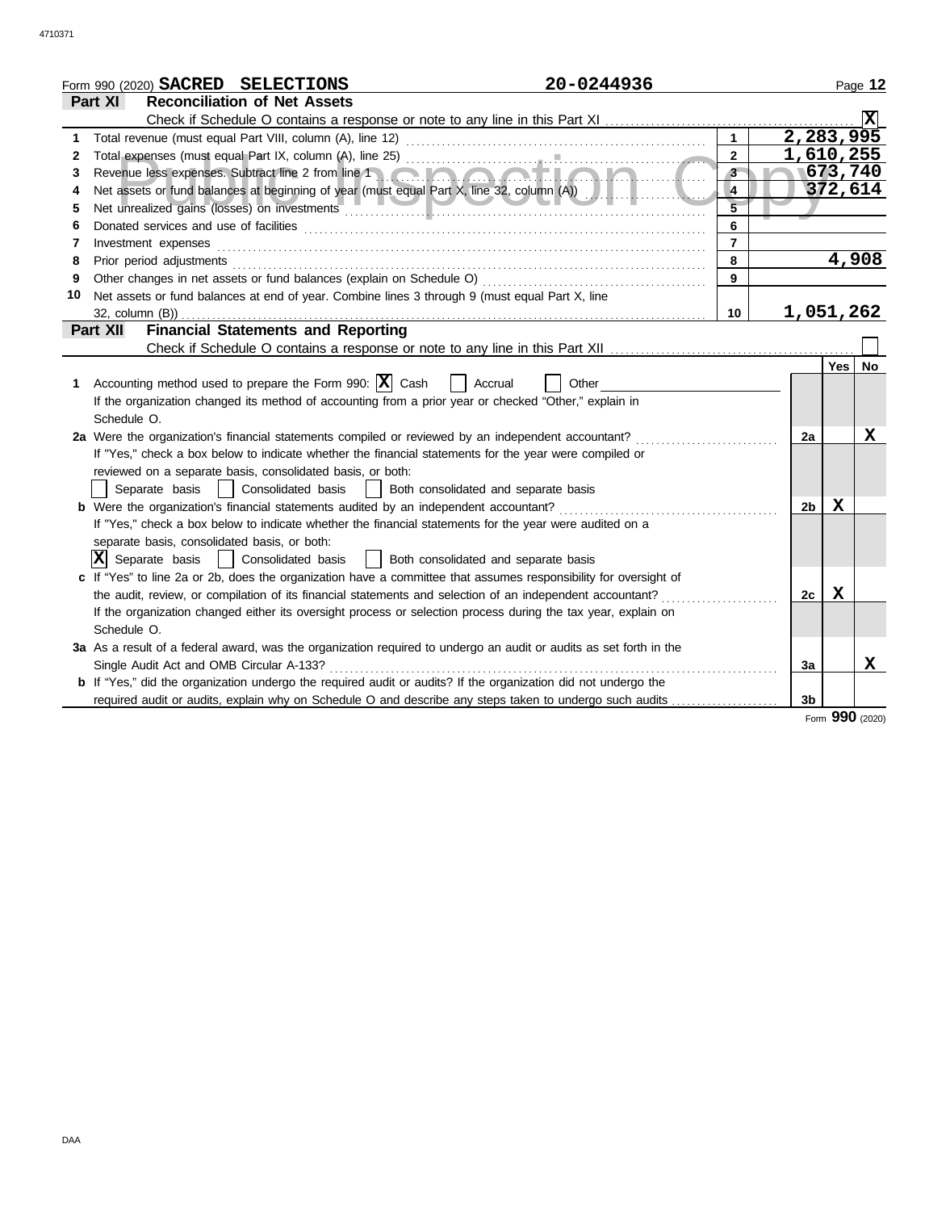Form 990 (2020) **SACRED SELECTIONS** **20-0244936**

## Part XI Reconciliation of Net Assets

Check if Schedule O contains a response or note to any line in this Part XI ........ **X**

| | | | |
|---|---|---|---|
| 1 | Total revenue (must equal Part VIII, column (A), line 12) | 1 | 2,283,995 |
| 2 | Total expenses (must equal Part IX, column (A), line 25) | 2 | 1,610,255 |
| 3 | Revenue less expenses. Subtract line 2 from line 1 | 3 | 673,740 |
| 4 | Net assets or fund balances at beginning of year (must equal Part X, line 32, column (A)) | 4 | 372,614 |
| 5 | Net unrealized gains (losses) on investments | 5 | |
| 6 | Donated services and use of facilities | 6 | |
| 7 | Investment expenses | 7 | |
| 8 | Prior period adjustments | 8 | 4,908 |
| 9 | Other changes in net assets or fund balances (explain on Schedule O) | 9 | |
| 10 | Net assets or fund balances at end of year. Combine lines 3 through 9 (must equal Part X, line 32, column (B)) | 10 | 1,051,262 |

## Part XII Financial Statements and Reporting

Check if Schedule O contains a response or note to any line in this Part XII ........ ☐

| | | | Yes | No |
|---|---|---|---|---|
| 1 | Accounting method used to prepare the Form 990: **X** Cash ☐ Accrual ☐ Other<br>If the organization changed its method of accounting from a prior year or checked "Other," explain in Schedule O. | | | |
| 2a | Were the organization's financial statements compiled or reviewed by an independent accountant?<br>If "Yes," check a box below to indicate whether the financial statements for the year were compiled or reviewed on a separate basis, consolidated basis, or both:<br>☐ Separate basis ☐ Consolidated basis ☐ Both consolidated and separate basis | 2a | | X |
| b | Were the organization's financial statements audited by an independent accountant?<br>If "Yes," check a box below to indicate whether the financial statements for the year were audited on a separate basis, consolidated basis, or both:<br>**X** Separate basis ☐ Consolidated basis ☐ Both consolidated and separate basis | 2b | X | |
| c | If "Yes" to line 2a or 2b, does the organization have a committee that assumes responsibility for oversight of the audit, review, or compilation of its financial statements and selection of an independent accountant?<br>If the organization changed either its oversight process or selection process during the tax year, explain on Schedule O. | 2c | X | |
| 3a | As a result of a federal award, was the organization required to undergo an audit or audits as set forth in the Single Audit Act and OMB Circular A-133? | 3a | | X |
| b | If "Yes," did the organization undergo the required audit or audits? If the organization did not undergo the required audit or audits, explain why on Schedule O and describe any steps taken to undergo such audits | 3b | | |

Form **990** (2020)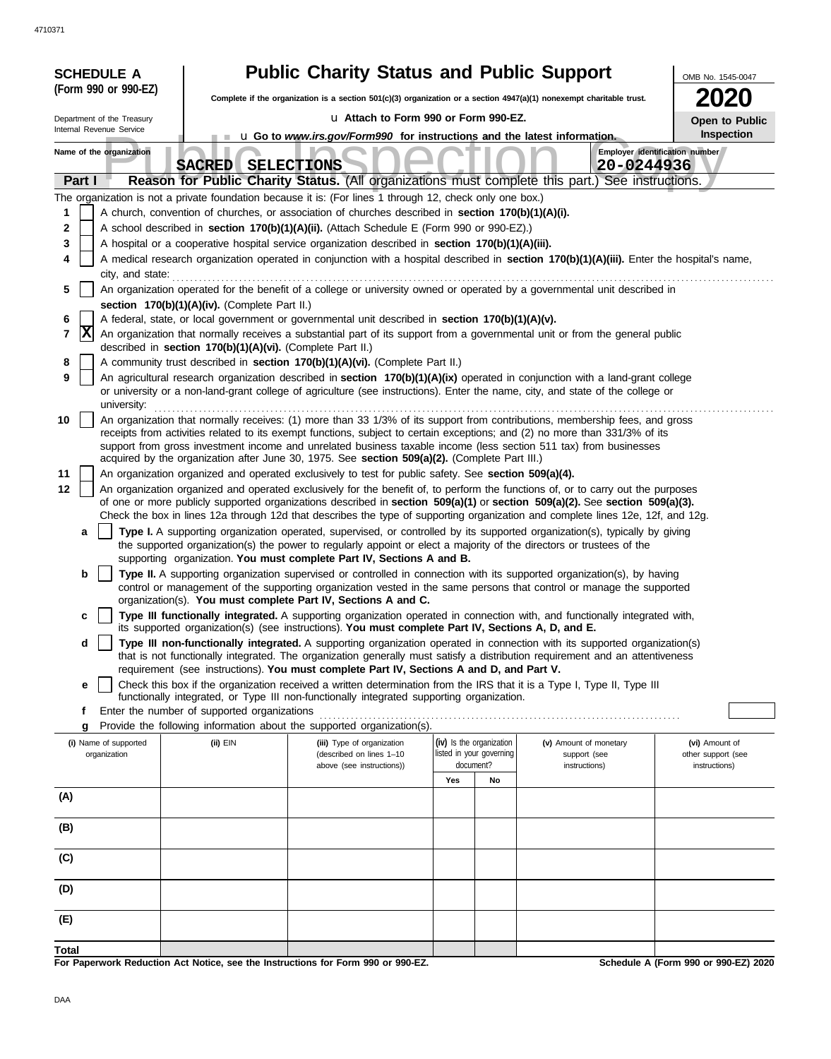4710371

**SCHEDULE A (Form 990 or 990-EZ)**

Department of the Treasury
Internal Revenue Service

# Public Charity Status and Public Support

**Complete if the organization is a section 501(c)(3) organization or a section 4947(a)(1) nonexempt charitable trust.**

u Attach to Form 990 or Form 990-EZ.

u Go to *www.irs.gov/Form990* for instructions and the latest information.

OMB No. 1545-0047

**2020**

**Open to Public Inspection**

Public Inspection Copy

Name of the organization: **SACRED SELECTIONS**

Employer identification number: **20-0244936**

## Part I — Reason for Public Charity Status. (All organizations must complete this part.) See instructions.

The organization is not a private foundation because it is: (For lines 1 through 12, check only one box.)

1 [ ] A church, convention of churches, or association of churches described in **section 170(b)(1)(A)(i).**

2 [ ] A school described in **section 170(b)(1)(A)(ii).** (Attach Schedule E (Form 990 or 990-EZ).)

3 [ ] A hospital or a cooperative hospital service organization described in **section 170(b)(1)(A)(iii).**

4 [ ] A medical research organization operated in conjunction with a hospital described in **section 170(b)(1)(A)(iii).** Enter the hospital's name, city, and state:

5 [ ] An organization operated for the benefit of a college or university owned or operated by a governmental unit described in **section 170(b)(1)(A)(iv).** (Complete Part II.)

6 [ ] A federal, state, or local government or governmental unit described in **section 170(b)(1)(A)(v).**

7 [X] An organization that normally receives a substantial part of its support from a governmental unit or from the general public described in **section 170(b)(1)(A)(vi).** (Complete Part II.)

8 [ ] A community trust described in **section 170(b)(1)(A)(vi).** (Complete Part II.)

9 [ ] An agricultural research organization described in **section 170(b)(1)(A)(ix)** operated in conjunction with a land-grant college or university or a non-land-grant college of agriculture (see instructions). Enter the name, city, and state of the college or university:

10 [ ] An organization that normally receives: (1) more than 33 1/3% of its support from contributions, membership fees, and gross receipts from activities related to its exempt functions, subject to certain exceptions; and (2) no more than 331/3% of its support from gross investment income and unrelated business taxable income (less section 511 tax) from businesses acquired by the organization after June 30, 1975. See **section 509(a)(2).** (Complete Part III.)

11 [ ] An organization organized and operated exclusively to test for public safety. See **section 509(a)(4).**

12 [ ] An organization organized and operated exclusively for the benefit of, to perform the functions of, or to carry out the purposes of one or more publicly supported organizations described in **section 509(a)(1)** or **section 509(a)(2).** See **section 509(a)(3).** Check the box in lines 12a through 12d that describes the type of supporting organization and complete lines 12e, 12f, and 12g.

**a** [ ] **Type I.** A supporting organization operated, supervised, or controlled by its supported organization(s), typically by giving the supported organization(s) the power to regularly appoint or elect a majority of the directors or trustees of the supporting organization. **You must complete Part IV, Sections A and B.**

**b** [ ] **Type II.** A supporting organization supervised or controlled in connection with its supported organization(s), by having control or management of the supporting organization vested in the same persons that control or manage the supported organization(s). **You must complete Part IV, Sections A and C.**

**c** [ ] **Type III functionally integrated.** A supporting organization operated in connection with, and functionally integrated with, its supported organization(s) (see instructions). **You must complete Part IV, Sections A, D, and E.**

**d** [ ] **Type III non-functionally integrated.** A supporting organization operated in connection with its supported organization(s) that is not functionally integrated. The organization generally must satisfy a distribution requirement and an attentiveness requirement (see instructions). **You must complete Part IV, Sections A and D, and Part V.**

**e** [ ] Check this box if the organization received a written determination from the IRS that it is a Type I, Type II, Type III functionally integrated, or Type III non-functionally integrated supporting organization.

**f** Enter the number of supported organizations

**g** Provide the following information about the supported organization(s).

| (i) Name of supported organization | (ii) EIN | (iii) Type of organization (described on lines 1–10 above (see instructions)) | (iv) Is the organization listed in your governing document? | | (v) Amount of monetary support (see instructions) | (vi) Amount of other support (see instructions) |
|---|---|---|---|---|---|---|
| | | | Yes | No | | |
| (A) | | | | | | |
| (B) | | | | | | |
| (C) | | | | | | |
| (D) | | | | | | |
| (E) | | | | | | |
| **Total** | | | | | | |

**For Paperwork Reduction Act Notice, see the Instructions for Form 990 or 990-EZ.**

**Schedule A (Form 990 or 990-EZ) 2020**

DAA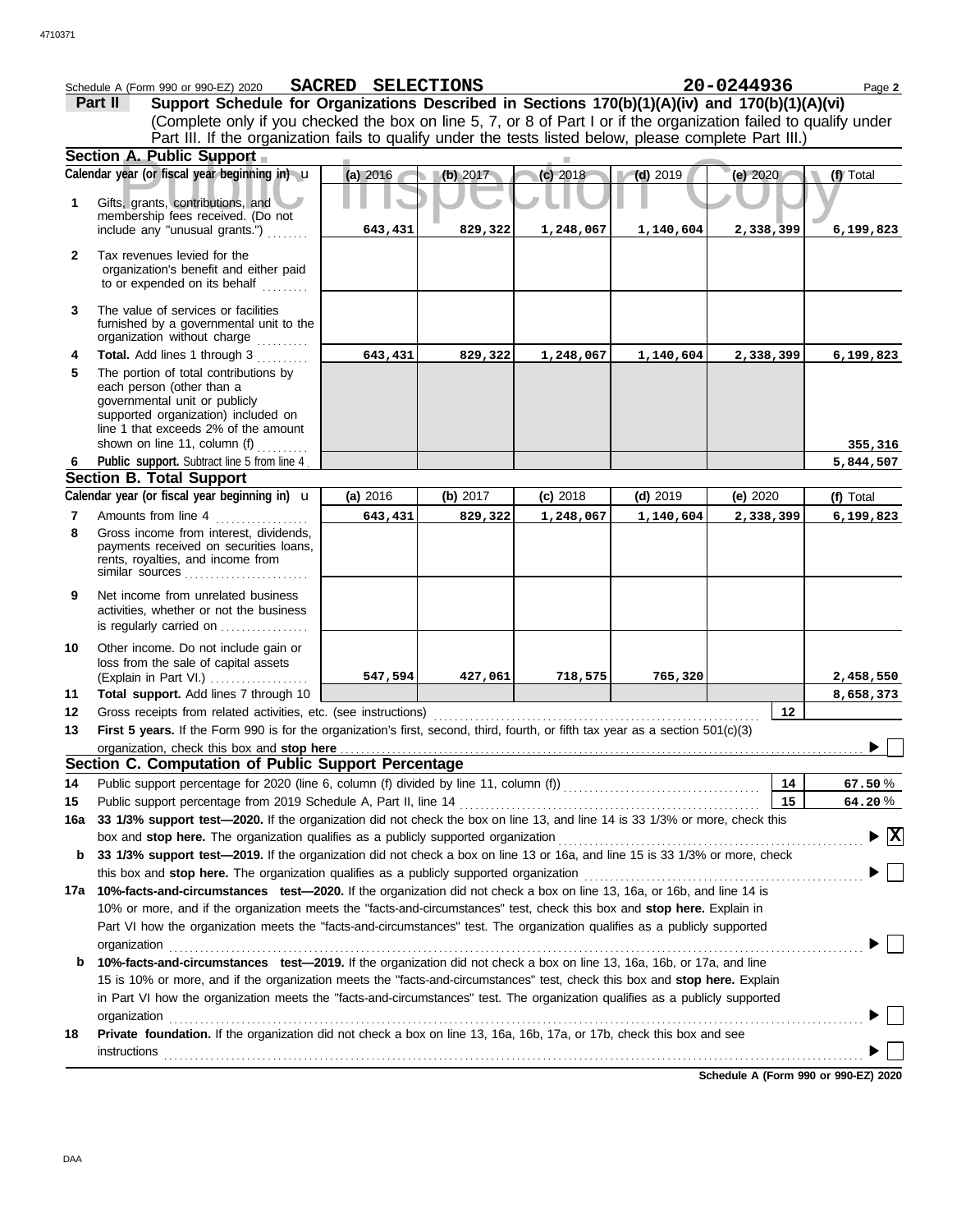Schedule A (Form 990 or 990-EZ) 2020 **SACRED SELECTIONS** **20-0244936** Page **2**

**Part II** **Support Schedule for Organizations Described in Sections 170(b)(1)(A)(iv) and 170(b)(1)(A)(vi)**
(Complete only if you checked the box on line 5, 7, or 8 of Part I or if the organization failed to qualify under Part III. If the organization fails to qualify under the tests listed below, please complete Part III.)

**Section A. Public Support**

| | Calendar year (or fiscal year beginning in) u | (a) 2016 | (b) 2017 | (c) 2018 | (d) 2019 | (e) 2020 | (f) Total |
|---|---|---|---|---|---|---|---|
| 1 | Gifts, grants, contributions, and membership fees received. (Do not include any "unusual grants.") | 643,431 | 829,322 | 1,248,067 | 1,140,604 | 2,338,399 | 6,199,823 |
| 2 | Tax revenues levied for the organization's benefit and either paid to or expended on its behalf | | | | | | |
| 3 | The value of services or facilities furnished by a governmental unit to the organization without charge | | | | | | |
| 4 | **Total.** Add lines 1 through 3 | 643,431 | 829,322 | 1,248,067 | 1,140,604 | 2,338,399 | 6,199,823 |
| 5 | The portion of total contributions by each person (other than a governmental unit or publicly supported organization) included on line 1 that exceeds 2% of the amount shown on line 11, column (f) | | | | | | 355,316 |
| 6 | **Public support.** Subtract line 5 from line 4 | | | | | | 5,844,507 |

**Section B. Total Support**

| | Calendar year (or fiscal year beginning in) u | (a) 2016 | (b) 2017 | (c) 2018 | (d) 2019 | (e) 2020 | (f) Total |
|---|---|---|---|---|---|---|---|
| 7 | Amounts from line 4 | 643,431 | 829,322 | 1,248,067 | 1,140,604 | 2,338,399 | 6,199,823 |
| 8 | Gross income from interest, dividends, payments received on securities loans, rents, royalties, and income from similar sources | | | | | | |
| 9 | Net income from unrelated business activities, whether or not the business is regularly carried on | | | | | | |
| 10 | Other income. Do not include gain or loss from the sale of capital assets (Explain in Part VI.) | 547,594 | 427,061 | 718,575 | 765,320 | | 2,458,550 |
| 11 | **Total support.** Add lines 7 through 10 | | | | | | 8,658,373 |

**12** Gross receipts from related activities, etc. (see instructions) **12**

**13** **First 5 years.** If the Form 990 is for the organization's first, second, third, fourth, or fifth tax year as a section 501(c)(3) organization, check this box and **stop here** ☐

**Section C. Computation of Public Support Percentage**

**14** Public support percentage for 2020 (line 6, column (f) divided by line 11, column (f)) **14** **67.50** %

**15** Public support percentage from 2019 Schedule A, Part II, line 14 **15** **64.20** %

**16a** **33 1/3% support test—2020.** If the organization did not check the box on line 13, and line 14 is 33 1/3% or more, check this box and **stop here.** The organization qualifies as a publicly supported organization ☒

**b** **33 1/3% support test—2019.** If the organization did not check a box on line 13 or 16a, and line 15 is 33 1/3% or more, check this box and **stop here.** The organization qualifies as a publicly supported organization ☐

**17a** **10%-facts-and-circumstances test—2020.** If the organization did not check a box on line 13, 16a, or 16b, and line 14 is 10% or more, and if the organization meets the "facts-and-circumstances" test, check this box and **stop here.** Explain in Part VI how the organization meets the "facts-and-circumstances" test. The organization qualifies as a publicly supported organization ☐

**b** **10%-facts-and-circumstances test—2019.** If the organization did not check a box on line 13, 16a, 16b, or 17a, and line 15 is 10% or more, and if the organization meets the "facts-and-circumstances" test, check this box and **stop here.** Explain in Part VI how the organization meets the "facts-and-circumstances" test. The organization qualifies as a publicly supported organization ☐

**18** **Private foundation.** If the organization did not check a box on line 13, 16a, 16b, 17a, or 17b, check this box and see instructions ☐

**Schedule A (Form 990 or 990-EZ) 2020**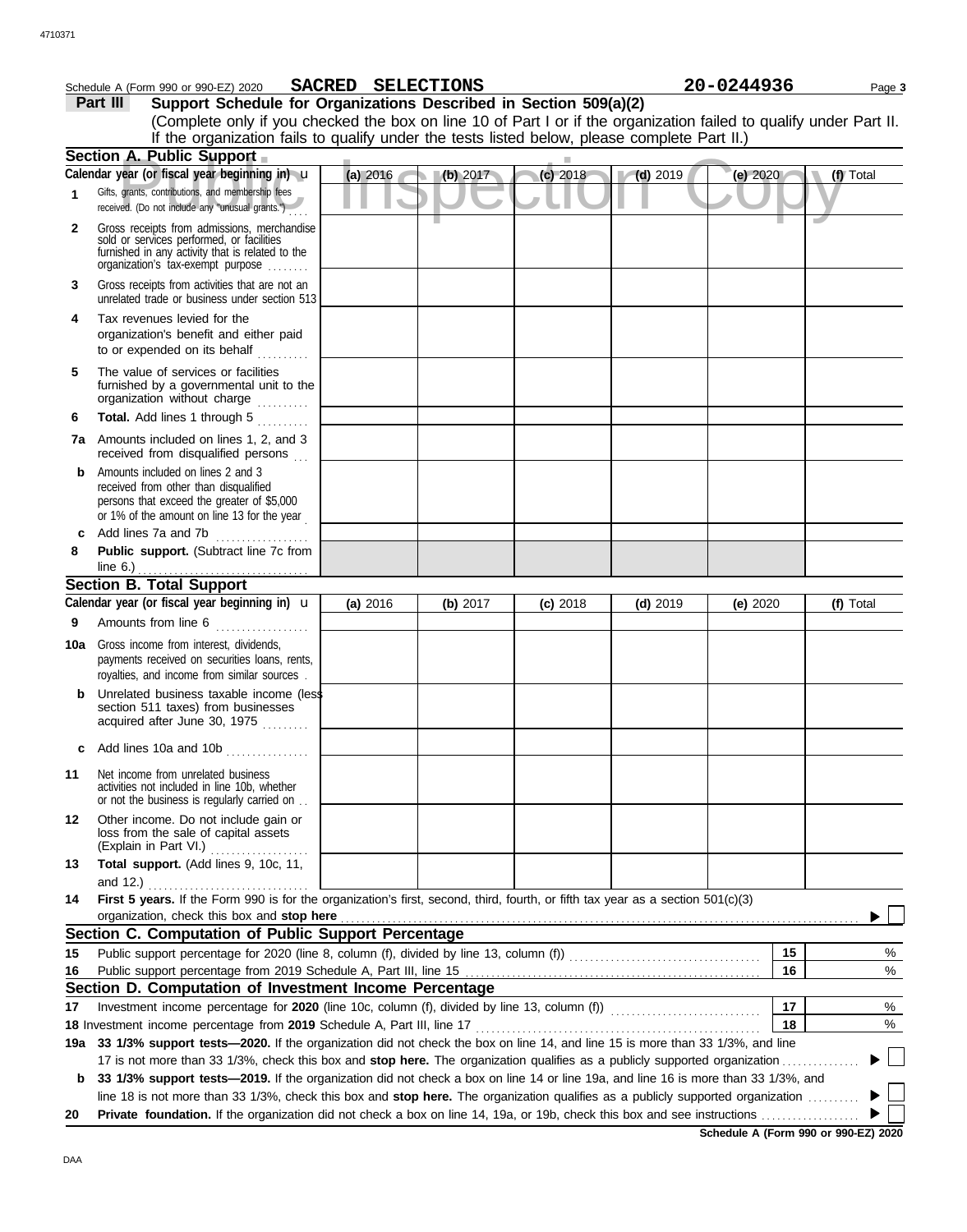Schedule A (Form 990 or 990-EZ) 2020 **SACRED SELECTIONS** **20-0244936**

## Part III Support Schedule for Organizations Described in Section 509(a)(2)

(Complete only if you checked the box on line 10 of Part I or if the organization failed to qualify under Part II. If the organization fails to qualify under the tests listed below, please complete Part II.)

### Section A. Public Support

| Calendar year (or fiscal year beginning in) | (a) 2016 | (b) 2017 | (c) 2018 | (d) 2019 | (e) 2020 | (f) Total |
|---|---|---|---|---|---|---|
| **1** Gifts, grants, contributions, and membership fees received. (Do not include any "unusual grants.") | | | | | | |
| **2** Gross receipts from admissions, merchandise sold or services performed, or facilities furnished in any activity that is related to the organization's tax-exempt purpose | | | | | | |
| **3** Gross receipts from activities that are not an unrelated trade or business under section 513 | | | | | | |
| **4** Tax revenues levied for the organization's benefit and either paid to or expended on its behalf | | | | | | |
| **5** The value of services or facilities furnished by a governmental unit to the organization without charge | | | | | | |
| **6** **Total.** Add lines 1 through 5 | | | | | | |
| **7a** Amounts included on lines 1, 2, and 3 received from disqualified persons | | | | | | |
| **b** Amounts included on lines 2 and 3 received from other than disqualified persons that exceed the greater of $5,000 or 1% of the amount on line 13 for the year | | | | | | |
| **c** Add lines 7a and 7b | | | | | | |
| **8** **Public support.** (Subtract line 7c from line 6.) | | | | | | |

### Section B. Total Support

| Calendar year (or fiscal year beginning in) | (a) 2016 | (b) 2017 | (c) 2018 | (d) 2019 | (e) 2020 | (f) Total |
|---|---|---|---|---|---|---|
| **9** Amounts from line 6 | | | | | | |
| **10a** Gross income from interest, dividends, payments received on securities loans, rents, royalties, and income from similar sources | | | | | | |
| **b** Unrelated business taxable income (less section 511 taxes) from businesses acquired after June 30, 1975 | | | | | | |
| **c** Add lines 10a and 10b | | | | | | |
| **11** Net income from unrelated business activities not included in line 10b, whether or not the business is regularly carried on | | | | | | |
| **12** Other income. Do not include gain or loss from the sale of capital assets (Explain in Part VI.) | | | | | | |
| **13** **Total support.** (Add lines 9, 10c, 11, and 12.) | | | | | | |

**14** **First 5 years.** If the Form 990 is for the organization's first, second, third, fourth, or fifth tax year as a section 501(c)(3) organization, check this box and **stop here** ▶ ☐

### Section C. Computation of Public Support Percentage

**15** Public support percentage for 2020 (line 8, column (f), divided by line 13, column (f)) — **15** %

**16** Public support percentage from 2019 Schedule A, Part III, line 15 — **16** %

### Section D. Computation of Investment Income Percentage

**17** Investment income percentage for **2020** (line 10c, column (f), divided by line 13, column (f)) — **17** %

**18** Investment income percentage from **2019** Schedule A, Part III, line 17 — **18** %

**19a** **33 1/3% support tests—2020.** If the organization did not check the box on line 14, and line 15 is more than 33 1/3%, and line 17 is not more than 33 1/3%, check this box and **stop here.** The organization qualifies as a publicly supported organization ▶ ☐

**b** **33 1/3% support tests—2019.** If the organization did not check a box on line 14 or line 19a, and line 16 is more than 33 1/3%, and line 18 is not more than 33 1/3%, check this box and **stop here.** The organization qualifies as a publicly supported organization ▶ ☐

**20** **Private foundation.** If the organization did not check a box on line 14, 19a, or 19b, check this box and see instructions ▶ ☐

**Schedule A (Form 990 or 990-EZ) 2020**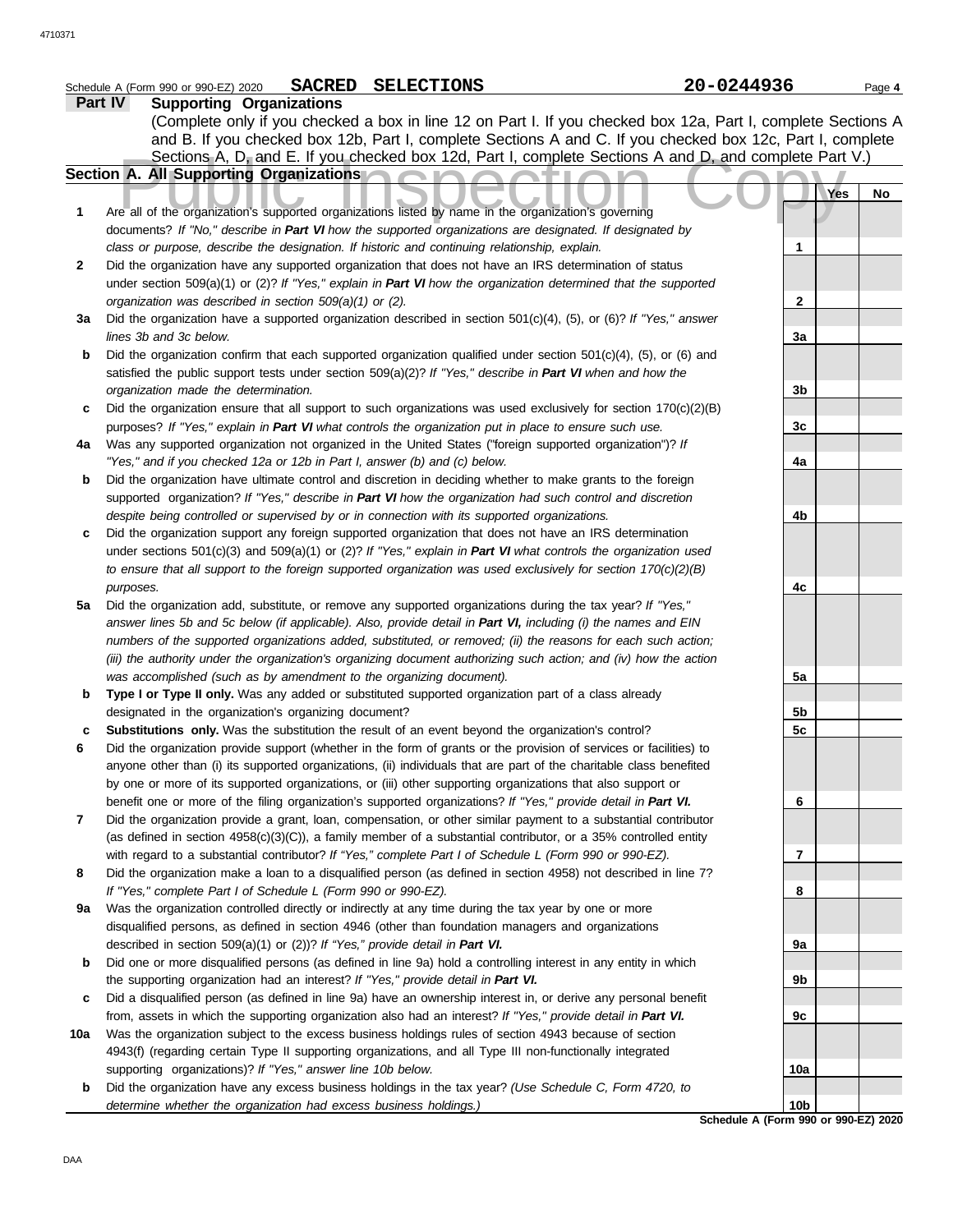Schedule A (Form 990 or 990-EZ) 2020 **SACRED SELECTIONS** 20-0244936

## Part IV Supporting Organizations

(Complete only if you checked a box in line 12 on Part I. If you checked box 12a, Part I, complete Sections A and B. If you checked box 12b, Part I, complete Sections A and C. If you checked box 12c, Part I, complete Sections A, D, and E. If you checked box 12d, Part I, complete Sections A and D, and complete Part V.)

### Section A. All Supporting Organizations

| | | | Yes | No |
|---|---|---|---|---|
| 1 | Are all of the organization's supported organizations listed by name in the organization's governing documents? *If "No," describe in **Part VI** how the supported organizations are designated. If designated by class or purpose, describe the designation. If historic and continuing relationship, explain.* | 1 | | |
| 2 | Did the organization have any supported organization that does not have an IRS determination of status under section 509(a)(1) or (2)? *If "Yes," explain in **Part VI** how the organization determined that the supported organization was described in section 509(a)(1) or (2).* | 2 | | |
| 3a | Did the organization have a supported organization described in section 501(c)(4), (5), or (6)? *If "Yes," answer lines 3b and 3c below.* | 3a | | |
| b | Did the organization confirm that each supported organization qualified under section 501(c)(4), (5), or (6) and satisfied the public support tests under section 509(a)(2)? *If "Yes," describe in **Part VI** when and how the organization made the determination.* | 3b | | |
| c | Did the organization ensure that all support to such organizations was used exclusively for section 170(c)(2)(B) purposes? *If "Yes," explain in **Part VI** what controls the organization put in place to ensure such use.* | 3c | | |
| 4a | Was any supported organization not organized in the United States ("foreign supported organization")? *If "Yes," and if you checked 12a or 12b in Part I, answer (b) and (c) below.* | 4a | | |
| b | Did the organization have ultimate control and discretion in deciding whether to make grants to the foreign supported organization? *If "Yes," describe in **Part VI** how the organization had such control and discretion despite being controlled or supervised by or in connection with its supported organizations.* | 4b | | |
| c | Did the organization support any foreign supported organization that does not have an IRS determination under sections 501(c)(3) and 509(a)(1) or (2)? *If "Yes," explain in **Part VI** what controls the organization used to ensure that all support to the foreign supported organization was used exclusively for section 170(c)(2)(B) purposes.* | 4c | | |
| 5a | Did the organization add, substitute, or remove any supported organizations during the tax year? *If "Yes," answer lines 5b and 5c below (if applicable). Also, provide detail in **Part VI,** including (i) the names and EIN numbers of the supported organizations added, substituted, or removed; (ii) the reasons for each such action; (iii) the authority under the organization's organizing document authorizing such action; and (iv) how the action was accomplished (such as by amendment to the organizing document).* | 5a | | |
| b | **Type I or Type II only.** Was any added or substituted supported organization part of a class already designated in the organization's organizing document? | 5b | | |
| c | **Substitutions only.** Was the substitution the result of an event beyond the organization's control? | 5c | | |
| 6 | Did the organization provide support (whether in the form of grants or the provision of services or facilities) to anyone other than (i) its supported organizations, (ii) individuals that are part of the charitable class benefited by one or more of its supported organizations, or (iii) other supporting organizations that also support or benefit one or more of the filing organization's supported organizations? *If "Yes," provide detail in **Part VI.*** | 6 | | |
| 7 | Did the organization provide a grant, loan, compensation, or other similar payment to a substantial contributor (as defined in section 4958(c)(3)(C)), a family member of a substantial contributor, or a 35% controlled entity with regard to a substantial contributor? *If "Yes," complete Part I of Schedule L (Form 990 or 990-EZ).* | 7 | | |
| 8 | Did the organization make a loan to a disqualified person (as defined in section 4958) not described in line 7? *If "Yes," complete Part I of Schedule L (Form 990 or 990-EZ).* | 8 | | |
| 9a | Was the organization controlled directly or indirectly at any time during the tax year by one or more disqualified persons, as defined in section 4946 (other than foundation managers and organizations described in section 509(a)(1) or (2))? *If "Yes," provide detail in **Part VI.*** | 9a | | |
| b | Did one or more disqualified persons (as defined in line 9a) hold a controlling interest in any entity in which the supporting organization had an interest? *If "Yes," provide detail in **Part VI.*** | 9b | | |
| c | Did a disqualified person (as defined in line 9a) have an ownership interest in, or derive any personal benefit from, assets in which the supporting organization also had an interest? *If "Yes," provide detail in **Part VI.*** | 9c | | |
| 10a | Was the organization subject to the excess business holdings rules of section 4943 because of section 4943(f) (regarding certain Type II supporting organizations, and all Type III non-functionally integrated supporting organizations)? *If "Yes," answer line 10b below.* | 10a | | |
| b | Did the organization have any excess business holdings in the tax year? *(Use Schedule C, Form 4720, to determine whether the organization had excess business holdings.)* | 10b | | |

**Schedule A (Form 990 or 990-EZ) 2020**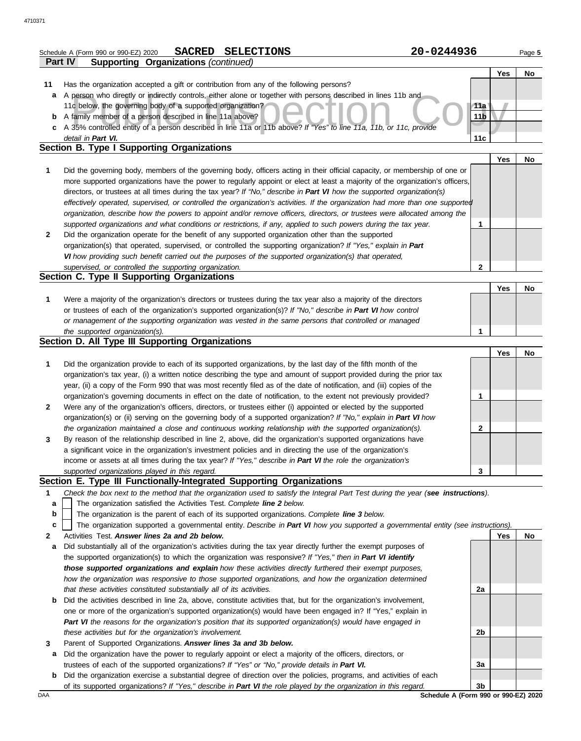Schedule A (Form 990 or 990-EZ) 2020 **SACRED SELECTIONS** **20-0244936** Page **5**

**Part IV Supporting Organizations** *(continued)*

| | | | Yes | No |
|---|---|---|---|---|
| **11** | Has the organization accepted a gift or contribution from any of the following persons? | | | |
| **a** | A person who directly or indirectly controls, either alone or together with persons described in lines 11b and 11c below, the governing body of a supported organization? | **11a** | | |
| **b** | A family member of a person described in line 11a above? | **11b** | | |
| **c** | A 35% controlled entity of a person described in line 11a or 11b above? *If "Yes" to line 11a, 11b, or 11c, provide detail in **Part VI.*** | **11c** | | |

**Section B. Type I Supporting Organizations**

| | | | Yes | No |
|---|---|---|---|---|
| **1** | Did the governing body, members of the governing body, officers acting in their official capacity, or membership of one or more supported organizations have the power to regularly appoint or elect at least a majority of the organization's officers, directors, or trustees at all times during the tax year? *If "No," describe in **Part VI** how the supported organization(s) effectively operated, supervised, or controlled the organization's activities. If the organization had more than one supported organization, describe how the powers to appoint and/or remove officers, directors, or trustees were allocated among the supported organizations and what conditions or restrictions, if any, applied to such powers during the tax year.* | **1** | | |
| **2** | Did the organization operate for the benefit of any supported organization other than the supported organization(s) that operated, supervised, or controlled the supporting organization? *If "Yes," explain in **Part VI** how providing such benefit carried out the purposes of the supported organization(s) that operated, supervised, or controlled the supporting organization.* | **2** | | |

**Section C. Type II Supporting Organizations**

| | | | Yes | No |
|---|---|---|---|---|
| **1** | Were a majority of the organization's directors or trustees during the tax year also a majority of the directors or trustees of each of the organization's supported organization(s)? *If "No," describe in **Part VI** how control or management of the supporting organization was vested in the same persons that controlled or managed the supported organization(s).* | **1** | | |

**Section D. All Type III Supporting Organizations**

| | | | Yes | No |
|---|---|---|---|---|
| **1** | Did the organization provide to each of its supported organizations, by the last day of the fifth month of the organization's tax year, (i) a written notice describing the type and amount of support provided during the prior tax year, (ii) a copy of the Form 990 that was most recently filed as of the date of notification, and (iii) copies of the organization's governing documents in effect on the date of notification, to the extent not previously provided? | **1** | | |
| **2** | Were any of the organization's officers, directors, or trustees either (i) appointed or elected by the supported organization(s) or (ii) serving on the governing body of a supported organization? *If "No," explain in **Part VI** how the organization maintained a close and continuous working relationship with the supported organization(s).* | **2** | | |
| **3** | By reason of the relationship described in line 2, above, did the organization's supported organizations have a significant voice in the organization's investment policies and in directing the use of the organization's income or assets at all times during the tax year? *If "Yes," describe in **Part VI** the role the organization's supported organizations played in this regard.* | **3** | | |

**Section E. Type III Functionally-Integrated Supporting Organizations**

**1** *Check the box next to the method that the organization used to satisfy the Integral Part Test during the year (**see instructions**).*

- **a** ☐ The organization satisfied the Activities Test. *Complete **line 2** below.*
- **b** ☐ The organization is the parent of each of its supported organizations. *Complete **line 3** below.*
- **c** ☐ The organization supported a governmental entity. *Describe in **Part VI** how you supported a governmental entity (see instructions).*

| | | | Yes | No |
|---|---|---|---|---|
| **2** | Activities Test. ***Answer lines 2a and 2b below.*** | | | |
| **a** | Did substantially all of the organization's activities during the tax year directly further the exempt purposes of the supported organization(s) to which the organization was responsive? *If "Yes," then in **Part VI identify those supported organizations and explain** how these activities directly furthered their exempt purposes, how the organization was responsive to those supported organizations, and how the organization determined that these activities constituted substantially all of its activities.* | **2a** | | |
| **b** | Did the activities described in line 2a, above, constitute activities that, but for the organization's involvement, one or more of the organization's supported organization(s) would have been engaged in? If "Yes," explain in ***Part VI*** *the reasons for the organization's position that its supported organization(s) would have engaged in these activities but for the organization's involvement.* | **2b** | | |
| **3** | Parent of Supported Organizations. ***Answer lines 3a and 3b below.*** | | | |
| **a** | Did the organization have the power to regularly appoint or elect a majority of the officers, directors, or trustees of each of the supported organizations? *If "Yes" or "No," provide details in **Part VI.*** | **3a** | | |
| **b** | Did the organization exercise a substantial degree of direction over the policies, programs, and activities of each of its supported organizations? *If "Yes," describe in **Part VI** the role played by the organization in this regard.* | **3b** | | |

**Schedule A (Form 990 or 990-EZ) 2020**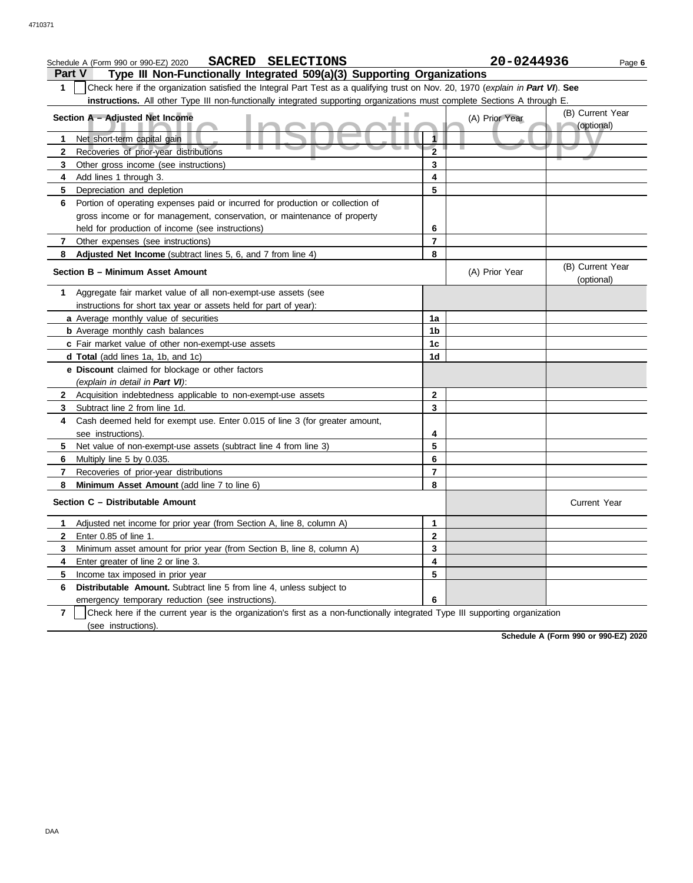Schedule A (Form 990 or 990-EZ) 2020 **SACRED SELECTIONS** **20-0244936** Page **6**

## Part V Type III Non-Functionally Integrated 509(a)(3) Supporting Organizations

**1** ☐ Check here if the organization satisfied the Integral Part Test as a qualifying trust on Nov. 20, 1970 (*explain in Part VI*). **See instructions.** All other Type III non-functionally integrated supporting organizations must complete Sections A through E.

| **Section A – Adjusted Net Income** | | (A) Prior Year | (B) Current Year (optional) |
|---|---|---|---|
| **1** Net short-term capital gain | **1** | | |
| **2** Recoveries of prior-year distributions | **2** | | |
| **3** Other gross income (see instructions) | **3** | | |
| **4** Add lines 1 through 3. | **4** | | |
| **5** Depreciation and depletion | **5** | | |
| **6** Portion of operating expenses paid or incurred for production or collection of gross income or for management, conservation, or maintenance of property held for production of income (see instructions) | **6** | | |
| **7** Other expenses (see instructions) | **7** | | |
| **8** **Adjusted Net Income** (subtract lines 5, 6, and 7 from line 4) | **8** | | |

| **Section B – Minimum Asset Amount** | | (A) Prior Year | (B) Current Year (optional) |
|---|---|---|---|
| **1** Aggregate fair market value of all non-exempt-use assets (see instructions for short tax year or assets held for part of year): | | | |
| **a** Average monthly value of securities | **1a** | | |
| **b** Average monthly cash balances | **1b** | | |
| **c** Fair market value of other non-exempt-use assets | **1c** | | |
| **d** **Total** (add lines 1a, 1b, and 1c) | **1d** | | |
| **e** **Discount** claimed for blockage or other factors (*explain in detail in Part VI*): | | | |
| **2** Acquisition indebtedness applicable to non-exempt-use assets | **2** | | |
| **3** Subtract line 2 from line 1d. | **3** | | |
| **4** Cash deemed held for exempt use. Enter 0.015 of line 3 (for greater amount, see instructions). | **4** | | |
| **5** Net value of non-exempt-use assets (subtract line 4 from line 3) | **5** | | |
| **6** Multiply line 5 by 0.035. | **6** | | |
| **7** Recoveries of prior-year distributions | **7** | | |
| **8** **Minimum Asset Amount** (add line 7 to line 6) | **8** | | |

| **Section C – Distributable Amount** | | | Current Year |
|---|---|---|---|
| **1** Adjusted net income for prior year (from Section A, line 8, column A) | **1** | | |
| **2** Enter 0.85 of line 1. | **2** | | |
| **3** Minimum asset amount for prior year (from Section B, line 8, column A) | **3** | | |
| **4** Enter greater of line 2 or line 3. | **4** | | |
| **5** Income tax imposed in prior year | **5** | | |
| **6** **Distributable Amount.** Subtract line 5 from line 4, unless subject to emergency temporary reduction (see instructions). | **6** | | |

**7** ☐ Check here if the current year is the organization's first as a non-functionally integrated Type III supporting organization (see instructions).

**Schedule A (Form 990 or 990-EZ) 2020**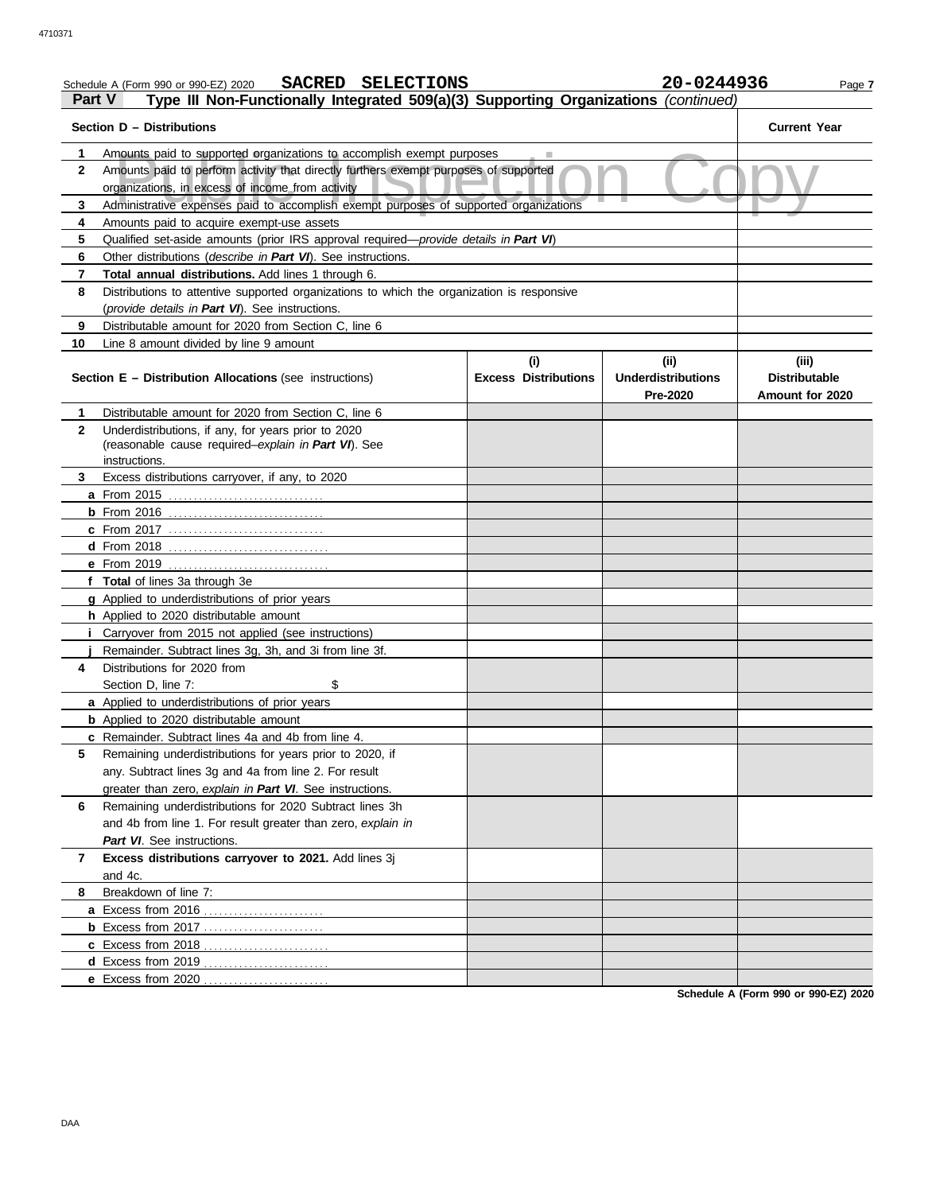Schedule A (Form 990 or 990-EZ) 2020 **SACRED SELECTIONS** **20-0244936**

## Part V Type III Non-Functionally Integrated 509(a)(3) Supporting Organizations *(continued)*

Public Inspection Copy

| **Section D – Distributions** | **Current Year** |
|---|---|
| **1** Amounts paid to supported organizations to accomplish exempt purposes | |
| **2** Amounts paid to perform activity that directly furthers exempt purposes of supported organizations, in excess of income from activity | |
| **3** Administrative expenses paid to accomplish exempt purposes of supported organizations | |
| **4** Amounts paid to acquire exempt-use assets | |
| **5** Qualified set-aside amounts (prior IRS approval required—*provide details in **Part VI***) | |
| **6** Other distributions (*describe in **Part VI***). See instructions. | |
| **7** **Total annual distributions.** Add lines 1 through 6. | |
| **8** Distributions to attentive supported organizations to which the organization is responsive (*provide details in **Part VI***). See instructions. | |
| **9** Distributable amount for 2020 from Section C, line 6 | |
| **10** Line 8 amount divided by line 9 amount | |

| **Section E – Distribution Allocations** (see instructions) | **(i) Excess Distributions** | **(ii) Underdistributions Pre-2020** | **(iii) Distributable Amount for 2020** |
|---|---|---|---|
| **1** Distributable amount for 2020 from Section C, line 6 | | | |
| **2** Underdistributions, if any, for years prior to 2020 (reasonable cause required–*explain in **Part VI***). See instructions. | | | |
| **3** Excess distributions carryover, if any, to 2020 | | | |
| **a** From 2015 | | | |
| **b** From 2016 | | | |
| **c** From 2017 | | | |
| **d** From 2018 | | | |
| **e** From 2019 | | | |
| **f** **Total** of lines 3a through 3e | | | |
| **g** Applied to underdistributions of prior years | | | |
| **h** Applied to 2020 distributable amount | | | |
| **i** Carryover from 2015 not applied (see instructions) | | | |
| **j** Remainder. Subtract lines 3g, 3h, and 3i from line 3f. | | | |
| **4** Distributions for 2020 from Section D, line 7: $ | | | |
| **a** Applied to underdistributions of prior years | | | |
| **b** Applied to 2020 distributable amount | | | |
| **c** Remainder. Subtract lines 4a and 4b from line 4. | | | |
| **5** Remaining underdistributions for years prior to 2020, if any. Subtract lines 3g and 4a from line 2. For result greater than zero, *explain in **Part VI***. See instructions. | | | |
| **6** Remaining underdistributions for 2020 Subtract lines 3h and 4b from line 1. For result greater than zero, *explain in **Part VI***. See instructions. | | | |
| **7** **Excess distributions carryover to 2021.** Add lines 3j and 4c. | | | |
| **8** Breakdown of line 7: | | | |
| **a** Excess from 2016 | | | |
| **b** Excess from 2017 | | | |
| **c** Excess from 2018 | | | |
| **d** Excess from 2019 | | | |
| **e** Excess from 2020 | | | |

**Schedule A (Form 990 or 990-EZ) 2020**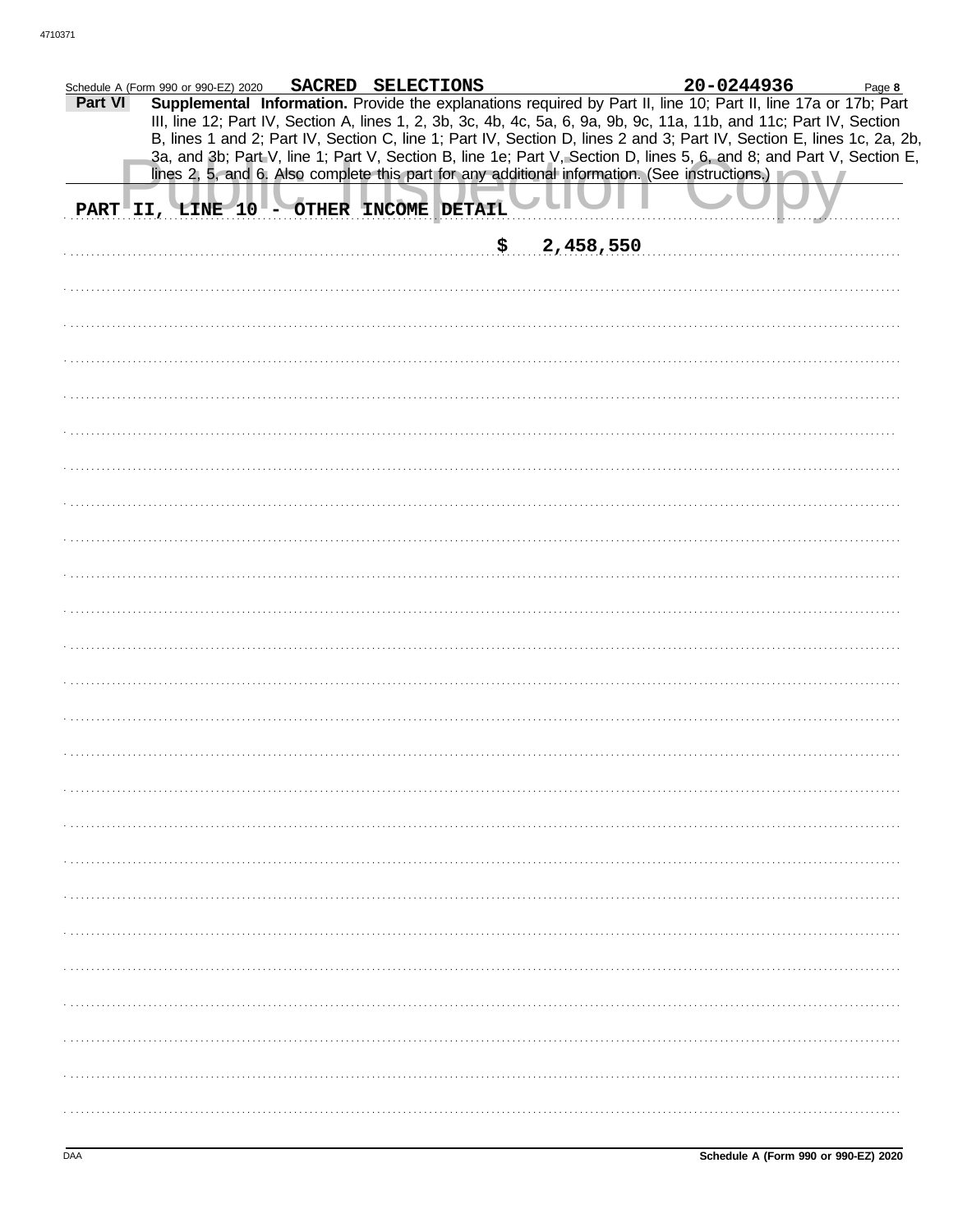Schedule A (Form 990 or 990-EZ) 2020 **SACRED SELECTIONS** **20-0244936**

**Part VI** **Supplemental Information.** Provide the explanations required by Part II, line 10; Part II, line 17a or 17b; Part III, line 12; Part IV, Section A, lines 1, 2, 3b, 3c, 4b, 4c, 5a, 6, 9a, 9b, 9c, 11a, 11b, and 11c; Part IV, Section B, lines 1 and 2; Part IV, Section C, line 1; Part IV, Section D, lines 2 and 3; Part IV, Section E, lines 1c, 2a, 2b, 3a, and 3b; Part V, line 1; Part V, Section B, line 1e; Part V, Section D, lines 5, 6, and 8; and Part V, Section E, lines 2, 5, and 6. Also complete this part for any additional information. (See instructions.)

PART II, LINE 10 - OTHER INCOME DETAIL

$ 2,458,550

Schedule A (Form 990 or 990-EZ) 2020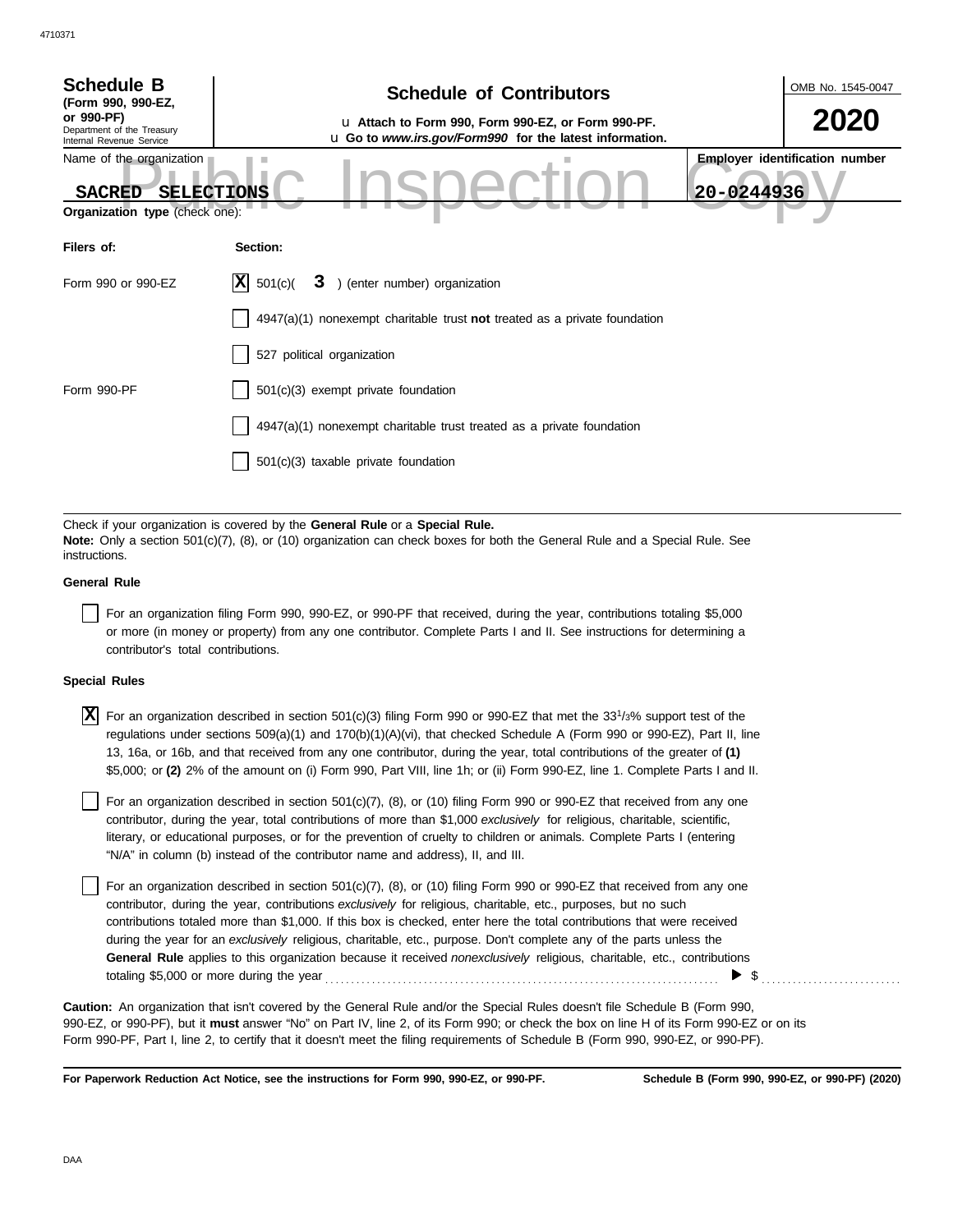**Schedule B** (Form 990, 990-EZ, or 990-PF)
Department of the Treasury
Internal Revenue Service

# Schedule of Contributors

u Attach to Form 990, Form 990-EZ, or Form 990-PF.
u Go to *www.irs.gov/Form990* for the latest information.

OMB No. 1545-0047

**2020**

Name of the organization: **SACRED SELECTIONS**

Employer identification number: **20-0244936**

Public Inspection Copy

**Organization type** (check one):

| Filers of: | Section: |
|---|---|
| Form 990 or 990-EZ | [X] 501(c)( 3 ) (enter number) organization |
| | [ ] 4947(a)(1) nonexempt charitable trust **not** treated as a private foundation |
| | [ ] 527 political organization |
| Form 990-PF | [ ] 501(c)(3) exempt private foundation |
| | [ ] 4947(a)(1) nonexempt charitable trust treated as a private foundation |
| | [ ] 501(c)(3) taxable private foundation |

Check if your organization is covered by the **General Rule** or a **Special Rule.**

**Note:** Only a section 501(c)(7), (8), or (10) organization can check boxes for both the General Rule and a Special Rule. See instructions.

**General Rule**

[ ] For an organization filing Form 990, 990-EZ, or 990-PF that received, during the year, contributions totaling $5,000 or more (in money or property) from any one contributor. Complete Parts I and II. See instructions for determining a contributor's total contributions.

**Special Rules**

[X] For an organization described in section 501(c)(3) filing Form 990 or 990-EZ that met the $33^1/_3$% support test of the regulations under sections 509(a)(1) and 170(b)(1)(A)(vi), that checked Schedule A (Form 990 or 990-EZ), Part II, line 13, 16a, or 16b, and that received from any one contributor, during the year, total contributions of the greater of **(1)** $5,000; or **(2)** 2% of the amount on (i) Form 990, Part VIII, line 1h; or (ii) Form 990-EZ, line 1. Complete Parts I and II.

[ ] For an organization described in section 501(c)(7), (8), or (10) filing Form 990 or 990-EZ that received from any one contributor, during the year, total contributions of more than $1,000 *exclusively* for religious, charitable, scientific, literary, or educational purposes, or for the prevention of cruelty to children or animals. Complete Parts I (entering "N/A" in column (b) instead of the contributor name and address), II, and III.

[ ] For an organization described in section 501(c)(7), (8), or (10) filing Form 990 or 990-EZ that received from any one contributor, during the year, contributions *exclusively* for religious, charitable, etc., purposes, but no such contributions totaled more than $1,000. If this box is checked, enter here the total contributions that were received during the year for an *exclusively* religious, charitable, etc., purpose. Don't complete any of the parts unless the **General Rule** applies to this organization because it received *nonexclusively* religious, charitable, etc., contributions totaling $5,000 or more during the year . . . . . . . . ▶ $ . . . . . . . .

**Caution:** An organization that isn't covered by the General Rule and/or the Special Rules doesn't file Schedule B (Form 990, 990-EZ, or 990-PF), but it **must** answer "No" on Part IV, line 2, of its Form 990; or check the box on line H of its Form 990-EZ or on its Form 990-PF, Part I, line 2, to certify that it doesn't meet the filing requirements of Schedule B (Form 990, 990-EZ, or 990-PF).

**For Paperwork Reduction Act Notice, see the instructions for Form 990, 990-EZ, or 990-PF.** **Schedule B (Form 990, 990-EZ, or 990-PF) (2020)**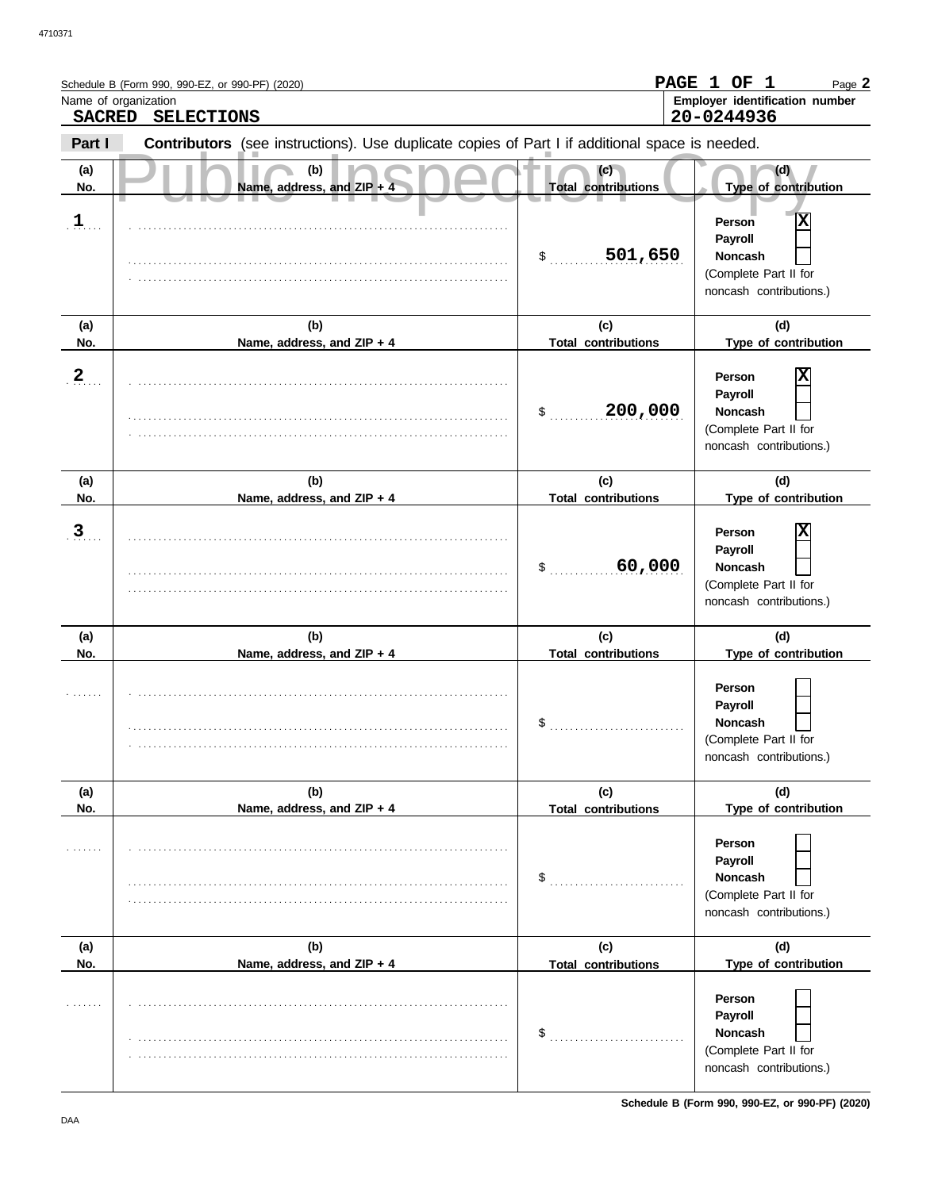Schedule B (Form 990, 990-EZ, or 990-PF) (2020)

PAGE 1 OF 1

Name of organization: **SACRED SELECTIONS**

Employer identification number: **20-0244936**

**Part I** **Contributors** (see instructions). Use duplicate copies of Part I if additional space is needed.

Public Inspection Copy

| (a) No. | (b) Name, address, and ZIP + 4 | (c) Total contributions | (d) Type of contribution |
|---|---|---|---|
| 1 | | $ 501,650 | Person [X] Payroll [ ] Noncash [ ] (Complete Part II for noncash contributions.) |
| 2 | | $ 200,000 | Person [X] Payroll [ ] Noncash [ ] (Complete Part II for noncash contributions.) |
| 3 | | $ 60,000 | Person [X] Payroll [ ] Noncash [ ] (Complete Part II for noncash contributions.) |
| | | $ | Person [ ] Payroll [ ] Noncash [ ] (Complete Part II for noncash contributions.) |
| | | $ | Person [ ] Payroll [ ] Noncash [ ] (Complete Part II for noncash contributions.) |
| | | $ | Person [ ] Payroll [ ] Noncash [ ] (Complete Part II for noncash contributions.) |

Schedule B (Form 990, 990-EZ, or 990-PF) (2020)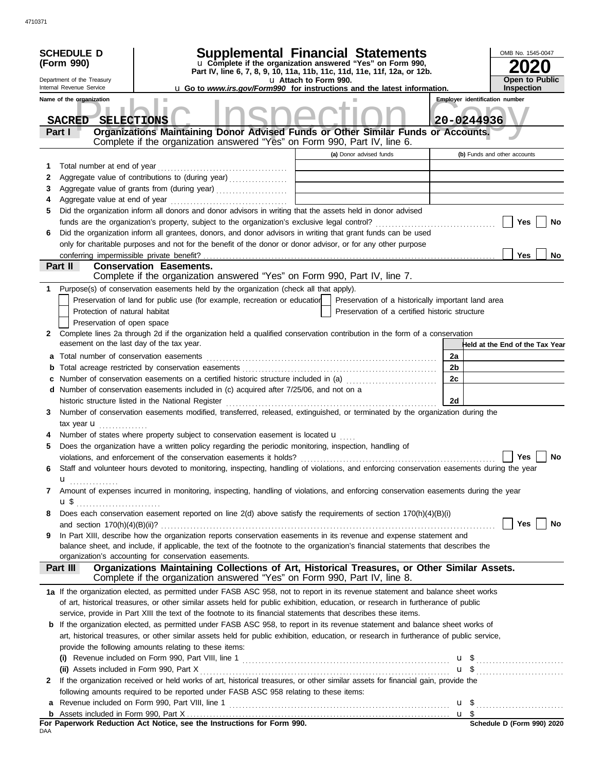4710371

**SCHEDULE D (Form 990)**

Department of the Treasury
Internal Revenue Service

# Supplemental Financial Statements

u Complete if the organization answered "Yes" on Form 990, Part IV, line 6, 7, 8, 9, 10, 11a, 11b, 11c, 11d, 11e, 11f, 12a, or 12b.
u Attach to Form 990.
u Go to *www.irs.gov/Form990* for instructions and the latest information.

OMB No. 1545-0047
**2020**
**Open to Public Inspection**

Public Inspection Copy

**Name of the organization:** SACRED SELECTIONS

**Employer identification number:** 20-0244936

## Part I — Organizations Maintaining Donor Advised Funds or Other Similar Funds or Accounts.
Complete if the organization answered "Yes" on Form 990, Part IV, line 6.

| | | (a) Donor advised funds | (b) Funds and other accounts |
|---|---|---|---|
| 1 | Total number at end of year | | |
| 2 | Aggregate value of contributions to (during year) | | |
| 3 | Aggregate value of grants from (during year) | | |
| 4 | Aggregate value at end of year | | |

5 Did the organization inform all donors and donor advisors in writing that the assets held in donor advised funds are the organization's property, subject to the organization's exclusive legal control? ☐ Yes ☐ No

6 Did the organization inform all grantees, donors, and donor advisors in writing that grant funds can be used only for charitable purposes and not for the benefit of the donor or donor advisor, or for any other purpose conferring impermissible private benefit? ☐ Yes ☐ No

## Part II — Conservation Easements.
Complete if the organization answered "Yes" on Form 990, Part IV, line 7.

1 Purpose(s) of conservation easements held by the organization (check all that apply).
- ☐ Preservation of land for public use (for example, recreation or education)
- ☐ Protection of natural habitat
- ☐ Preservation of open space
- ☐ Preservation of a historically important land area
- ☐ Preservation of a certified historic structure

2 Complete lines 2a through 2d if the organization held a qualified conservation contribution in the form of a conservation easement on the last day of the tax year.

| | | | Held at the End of the Tax Year |
|---|---|---|---|
| a | Total number of conservation easements | 2a | |
| b | Total acreage restricted by conservation easements | 2b | |
| c | Number of conservation easements on a certified historic structure included in (a) | 2c | |
| d | Number of conservation easements included in (c) acquired after 7/25/06, and not on a historic structure listed in the National Register | 2d | |

3 Number of conservation easements modified, transferred, released, extinguished, or terminated by the organization during the tax year u

4 Number of states where property subject to conservation easement is located u

5 Does the organization have a written policy regarding the periodic monitoring, inspection, handling of violations, and enforcement of the conservation easements it holds? ☐ Yes ☐ No

6 Staff and volunteer hours devoted to monitoring, inspecting, handling of violations, and enforcing conservation easements during the year u

7 Amount of expenses incurred in monitoring, inspecting, handling of violations, and enforcing conservation easements during the year u $

8 Does each conservation easement reported on line 2(d) above satisfy the requirements of section 170(h)(4)(B)(i) and section 170(h)(4)(B)(ii)? ☐ Yes ☐ No

9 In Part XIII, describe how the organization reports conservation easements in its revenue and expense statement and balance sheet, and include, if applicable, the text of the footnote to the organization's financial statements that describes the organization's accounting for conservation easements.

## Part III — Organizations Maintaining Collections of Art, Historical Treasures, or Other Similar Assets.
Complete if the organization answered "Yes" on Form 990, Part IV, line 8.

1a If the organization elected, as permitted under FASB ASC 958, not to report in its revenue statement and balance sheet works of art, historical treasures, or other similar assets held for public exhibition, education, or research in furtherance of public service, provide in Part XIII the text of the footnote to its financial statements that describes these items.

b If the organization elected, as permitted under FASB ASC 958, to report in its revenue statement and balance sheet works of art, historical treasures, or other similar assets held for public exhibition, education, or research in furtherance of public service, provide the following amounts relating to these items:

(i) Revenue included on Form 990, Part VIII, line 1 u $

(ii) Assets included in Form 990, Part X u $

2 If the organization received or held works of art, historical treasures, or other similar assets for financial gain, provide the following amounts required to be reported under FASB ASC 958 relating to these items:

a Revenue included on Form 990, Part VIII, line 1 u $

b Assets included in Form 990, Part X u $

**For Paperwork Reduction Act Notice, see the Instructions for Form 990.**
DAA
**Schedule D (Form 990) 2020**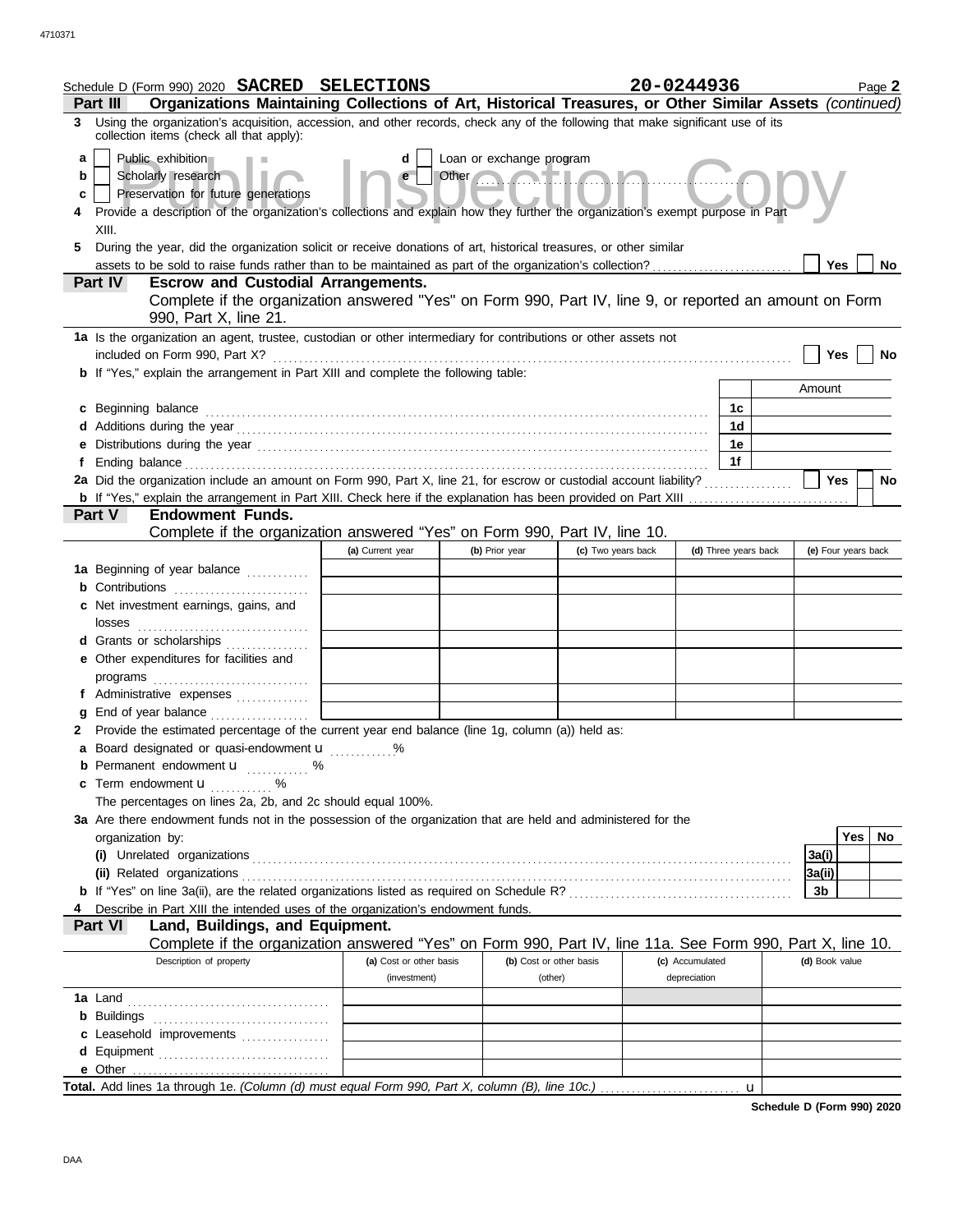Schedule D (Form 990) 2020 **SACRED SELECTIONS** **20-0244936** Page **2**

## Part III Organizations Maintaining Collections of Art, Historical Treasures, or Other Similar Assets *(continued)*

**3** Using the organization's acquisition, accession, and other records, check any of the following that make significant use of its collection items (check all that apply):

- **a** ☐ Public exhibition
- **b** ☐ Scholarly research
- **c** ☐ Preservation for future generations
- **d** ☐ Loan or exchange program
- **e** ☐ Other ..........

**4** Provide a description of the organization's collections and explain how they further the organization's exempt purpose in Part XIII.

**5** During the year, did the organization solicit or receive donations of art, historical treasures, or other similar assets to be sold to raise funds rather than to be maintained as part of the organization's collection? ☐ Yes ☐ No

## Part IV Escrow and Custodial Arrangements.

Complete if the organization answered "Yes" on Form 990, Part IV, line 9, or reported an amount on Form 990, Part X, line 21.

**1a** Is the organization an agent, trustee, custodian or other intermediary for contributions or other assets not included on Form 990, Part X? ☐ Yes ☐ No

**b** If "Yes," explain the arrangement in Part XIII and complete the following table:

| | | Amount |
|---|---|---|
| **c** Beginning balance | 1c | |
| **d** Additions during the year | 1d | |
| **e** Distributions during the year | 1e | |
| **f** Ending balance | 1f | |

**2a** Did the organization include an amount on Form 990, Part X, line 21, for escrow or custodial account liability? ☐ Yes ☐ No

**b** If "Yes," explain the arrangement in Part XIII. Check here if the explanation has been provided on Part XIII ☐

## Part V Endowment Funds.

Complete if the organization answered "Yes" on Form 990, Part IV, line 10.

| | (a) Current year | (b) Prior year | (c) Two years back | (d) Three years back | (e) Four years back |
|---|---|---|---|---|---|
| **1a** Beginning of year balance | | | | | |
| **b** Contributions | | | | | |
| **c** Net investment earnings, gains, and losses | | | | | |
| **d** Grants or scholarships | | | | | |
| **e** Other expenditures for facilities and programs | | | | | |
| **f** Administrative expenses | | | | | |
| **g** End of year balance | | | | | |

**2** Provide the estimated percentage of the current year end balance (line 1g, column (a)) held as:

- **a** Board designated or quasi-endowment u ..........%
- **b** Permanent endowment u .......... %
- **c** Term endowment u .......... %

The percentages on lines 2a, 2b, and 2c should equal 100%.

**3a** Are there endowment funds not in the possession of the organization that are held and administered for the organization by:

| | | Yes | No |
|---|---|---|---|
| **(i)** Unrelated organizations | 3a(i) | | |
| **(ii)** Related organizations | 3a(ii) | | |
| **b** If "Yes" on line 3a(ii), are the related organizations listed as required on Schedule R? | 3b | | |

**4** Describe in Part XIII the intended uses of the organization's endowment funds.

## Part VI Land, Buildings, and Equipment.

Complete if the organization answered "Yes" on Form 990, Part IV, line 11a. See Form 990, Part X, line 10.

| Description of property | (a) Cost or other basis (investment) | (b) Cost or other basis (other) | (c) Accumulated depreciation | (d) Book value |
|---|---|---|---|---|
| **1a** Land | | | | |
| **b** Buildings | | | | |
| **c** Leasehold improvements | | | | |
| **d** Equipment | | | | |
| **e** Other | | | | |

**Total.** Add lines 1a through 1e. *(Column (d) must equal Form 990, Part X, column (B), line 10c.)* u

**Schedule D (Form 990) 2020**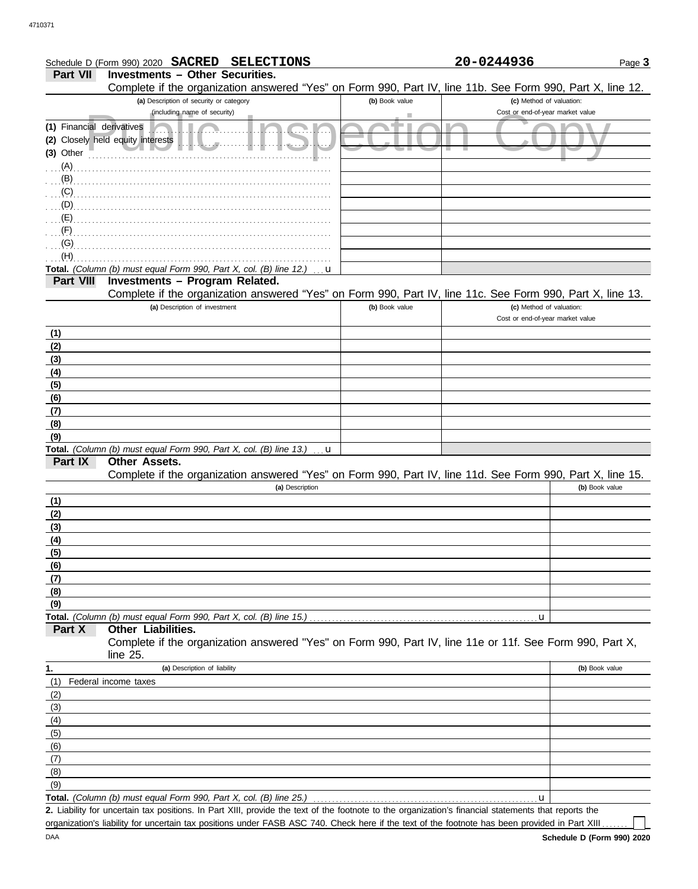Schedule D (Form 990) 2020 **SACRED SELECTIONS** **20-0244936**

## Part VII Investments – Other Securities.

Complete if the organization answered "Yes" on Form 990, Part IV, line 11b. See Form 990, Part X, line 12.

| (a) Description of security or category (including name of security) | (b) Book value | (c) Method of valuation: Cost or end-of-year market value |
|---|---|---|
| (1) Financial derivatives | | |
| (2) Closely held equity interests | | |
| (3) Other | | |
| (A) | | |
| (B) | | |
| (C) | | |
| (D) | | |
| (E) | | |
| (F) | | |
| (G) | | |
| (H) | | |
| **Total.** *(Column (b) must equal Form 990, Part X, col. (B) line 12.)* u | | |

## Part VIII Investments – Program Related.

Complete if the organization answered "Yes" on Form 990, Part IV, line 11c. See Form 990, Part X, line 13.

| (a) Description of investment | (b) Book value | (c) Method of valuation: Cost or end-of-year market value |
|---|---|---|
| (1) | | |
| (2) | | |
| (3) | | |
| (4) | | |
| (5) | | |
| (6) | | |
| (7) | | |
| (8) | | |
| (9) | | |
| **Total.** *(Column (b) must equal Form 990, Part X, col. (B) line 13.)* u | | |

## Part IX Other Assets.

Complete if the organization answered "Yes" on Form 990, Part IV, line 11d. See Form 990, Part X, line 15.

| (a) Description | (b) Book value |
|---|---|
| (1) | |
| (2) | |
| (3) | |
| (4) | |
| (5) | |
| (6) | |
| (7) | |
| (8) | |
| (9) | |
| **Total.** *(Column (b) must equal Form 990, Part X, col. (B) line 15.)* u | |

## Part X Other Liabilities.

Complete if the organization answered "Yes" on Form 990, Part IV, line 11e or 11f. See Form 990, Part X, line 25.

| 1. (a) Description of liability | (b) Book value |
|---|---|
| (1) Federal income taxes | |
| (2) | |
| (3) | |
| (4) | |
| (5) | |
| (6) | |
| (7) | |
| (8) | |
| (9) | |
| **Total.** *(Column (b) must equal Form 990, Part X, col. (B) line 25.)* u | |

**2.** Liability for uncertain tax positions. In Part XIII, provide the text of the footnote to the organization's financial statements that reports the organization's liability for uncertain tax positions under FASB ASC 740. Check here if the text of the footnote has been provided in Part XIII ☐

DAA **Schedule D (Form 990) 2020**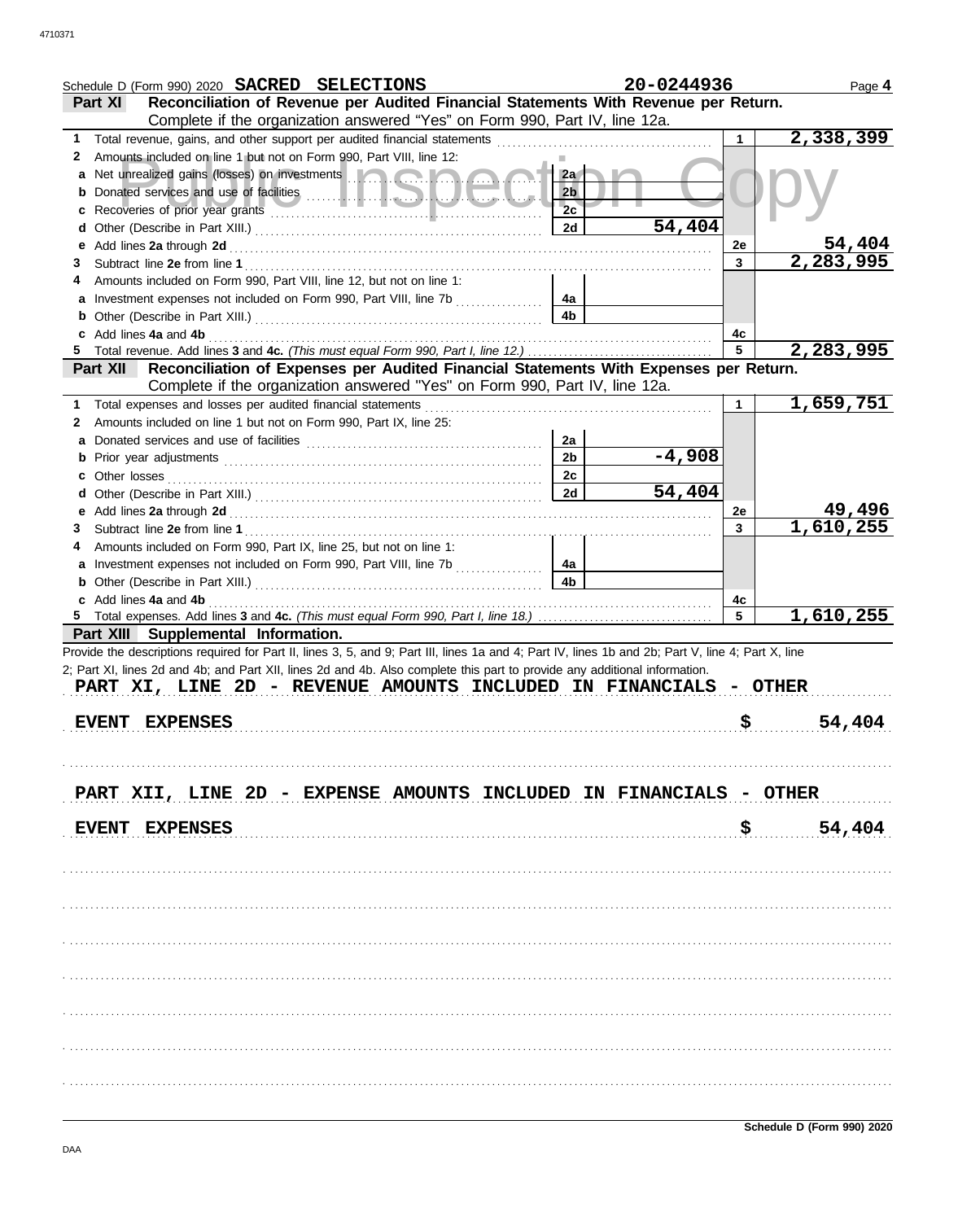Schedule D (Form 990) 2020 **SACRED SELECTIONS** **20-0244936** Page **4**

**Part XI** **Reconciliation of Revenue per Audited Financial Statements With Revenue per Return.**
Complete if the organization answered "Yes" on Form 990, Part IV, line 12a.

| | | | | | |
|---|---|---|---|---|---|
| 1 | Total revenue, gains, and other support per audited financial statements | | | 1 | 2,338,399 |
| 2 | Amounts included on line 1 but not on Form 990, Part VIII, line 12: | | | | |
| a | Net unrealized gains (losses) on investments | 2a | | | |
| b | Donated services and use of facilities | 2b | | | |
| c | Recoveries of prior year grants | 2c | | | |
| d | Other (Describe in Part XIII.) | 2d | 54,404 | | |
| e | Add lines **2a** through **2d** | | | 2e | 54,404 |
| 3 | Subtract line **2e** from line **1** | | | 3 | 2,283,995 |
| 4 | Amounts included on Form 990, Part VIII, line 12, but not on line 1: | | | | |
| a | Investment expenses not included on Form 990, Part VIII, line 7b | 4a | | | |
| b | Other (Describe in Part XIII.) | 4b | | | |
| c | Add lines **4a** and **4b** | | | 4c | |
| 5 | Total revenue. Add lines **3** and **4c.** *(This must equal Form 990, Part I, line 12.)* | | | 5 | 2,283,995 |

**Part XII** **Reconciliation of Expenses per Audited Financial Statements With Expenses per Return.**
Complete if the organization answered "Yes" on Form 990, Part IV, line 12a.

| | | | | | |
|---|---|---|---|---|---|
| 1 | Total expenses and losses per audited financial statements | | | 1 | 1,659,751 |
| 2 | Amounts included on line 1 but not on Form 990, Part IX, line 25: | | | | |
| a | Donated services and use of facilities | 2a | | | |
| b | Prior year adjustments | 2b | -4,908 | | |
| c | Other losses | 2c | | | |
| d | Other (Describe in Part XIII.) | 2d | 54,404 | | |
| e | Add lines **2a** through **2d** | | | 2e | 49,496 |
| 3 | Subtract line **2e** from line **1** | | | 3 | 1,610,255 |
| 4 | Amounts included on Form 990, Part IX, line 25, but not on line 1: | | | | |
| a | Investment expenses not included on Form 990, Part VIII, line 7b | 4a | | | |
| b | Other (Describe in Part XIII.) | 4b | | | |
| c | Add lines **4a** and **4b** | | | 4c | |
| 5 | Total expenses. Add lines **3** and **4c.** *(This must equal Form 990, Part I, line 18.)* | | | 5 | 1,610,255 |

**Part XIII** **Supplemental Information.**

Provide the descriptions required for Part II, lines 3, 5, and 9; Part III, lines 1a and 4; Part IV, lines 1b and 2b; Part V, line 4; Part X, line 2; Part XI, lines 2d and 4b; and Part XII, lines 2d and 4b. Also complete this part to provide any additional information.

PART XI, LINE 2D - REVENUE AMOUNTS INCLUDED IN FINANCIALS - OTHER

EVENT EXPENSES $ 54,404

PART XII, LINE 2D - EXPENSE AMOUNTS INCLUDED IN FINANCIALS - OTHER

EVENT EXPENSES $ 54,404

Schedule D (Form 990) 2020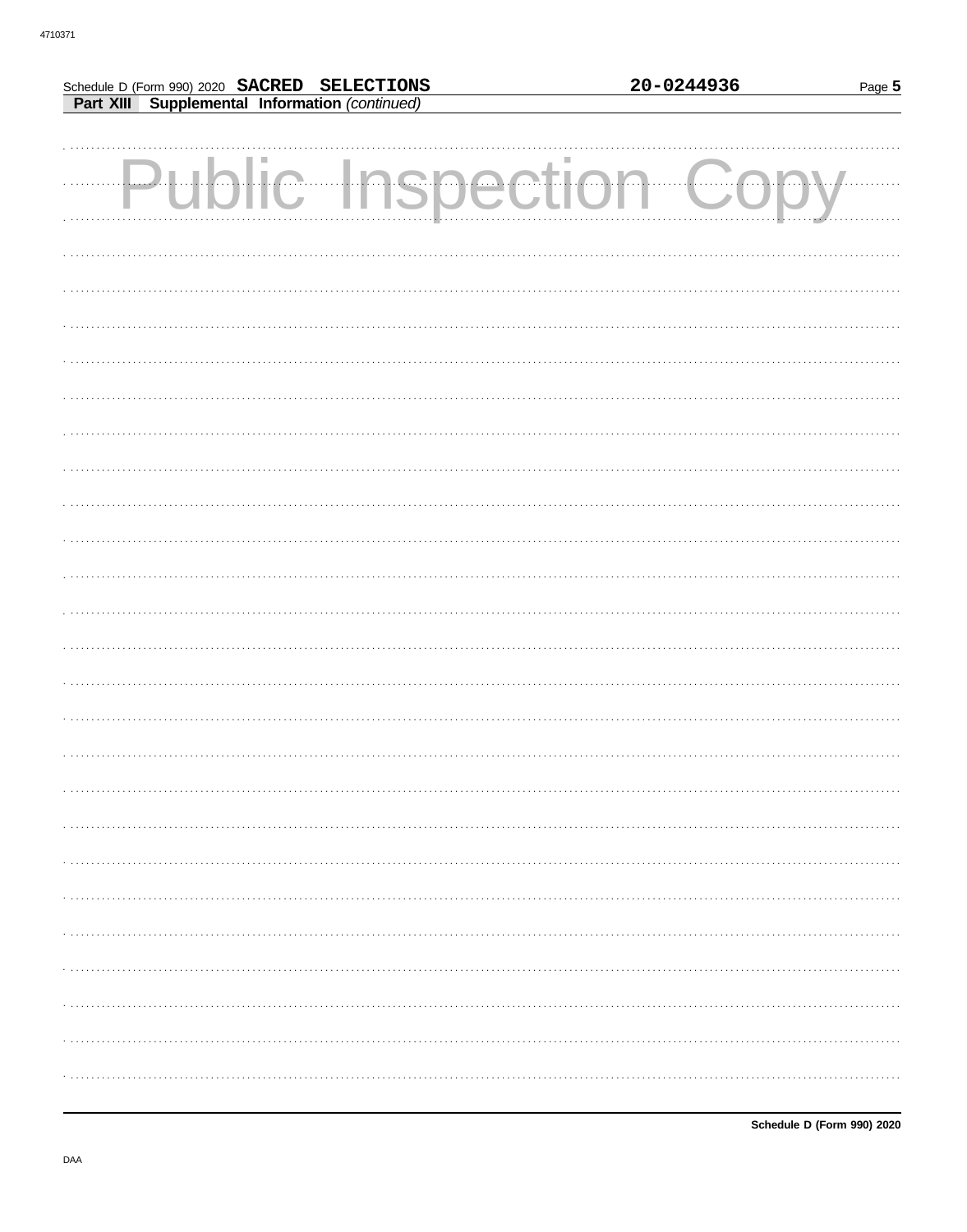Schedule D (Form 990) 2020 **SACRED SELECTIONS** **20-0244936**

**Part XIII Supplemental Information** *(continued)*

Public Inspection Copy

**Schedule D (Form 990) 2020**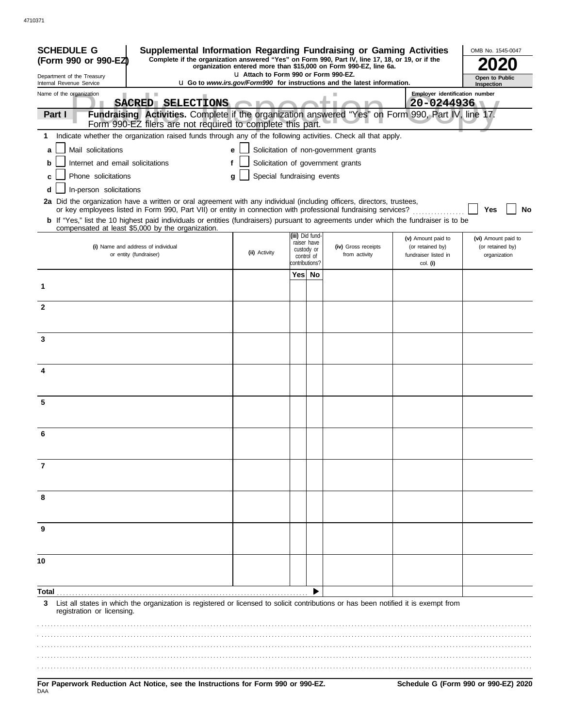4710371

**SCHEDULE G (Form 990 or 990-EZ)**

Department of the Treasury
Internal Revenue Service

# Supplemental Information Regarding Fundraising or Gaming Activities

**Complete if the organization answered "Yes" on Form 990, Part IV, line 17, 18, or 19, or if the organization entered more than $15,000 on Form 990-EZ, line 6a.**

u Attach to Form 990 or Form 990-EZ.

u Go to *www.irs.gov/Form990* for instructions and the latest information.

OMB No. 1545-0047

**2020**

**Open to Public Inspection**

Name of the organization: SACRED SELECTIONS

Employer identification number: 20-0244936

**Part I** **Fundraising Activities.** Complete if the organization answered "Yes" on Form 990, Part IV, line 17. Form 990-EZ filers are not required to complete this part.

**1** Indicate whether the organization raised funds through any of the following activities. Check all that apply.

- **a** ☐ Mail solicitations
- **b** ☐ Internet and email solicitations
- **c** ☐ Phone solicitations
- **d** ☐ In-person solicitations
- **e** ☐ Solicitation of non-government grants
- **f** ☐ Solicitation of government grants
- **g** ☐ Special fundraising events

**2a** Did the organization have a written or oral agreement with any individual (including officers, directors, trustees, or key employees listed in Form 990, Part VII) or entity in connection with professional fundraising services? ☐ **Yes** ☐ **No**

**b** If "Yes," list the 10 highest paid individuals or entities (fundraisers) pursuant to agreements under which the fundraiser is to be compensated at least $5,000 by the organization.

| | (i) Name and address of individual or entity (fundraiser) | (ii) Activity | (iii) Did fund-raiser have custody or control of contributions? Yes | No | (iv) Gross receipts from activity | (v) Amount paid to (or retained by) fundraiser listed in col. (i) | (vi) Amount paid to (or retained by) organization |
|---|---|---|---|---|---|---|---|
| 1 | | | | | | | |
| 2 | | | | | | | |
| 3 | | | | | | | |
| 4 | | | | | | | |
| 5 | | | | | | | |
| 6 | | | | | | | |
| 7 | | | | | | | |
| 8 | | | | | | | |
| 9 | | | | | | | |
| 10 | | | | | | | |
| **Total** | | | | ▶ | | | |

**3** List all states in which the organization is registered or licensed to solicit contributions or has been notified it is exempt from registration or licensing.

**For Paperwork Reduction Act Notice, see the Instructions for Form 990 or 990-EZ.**

**Schedule G (Form 990 or 990-EZ) 2020**

DAA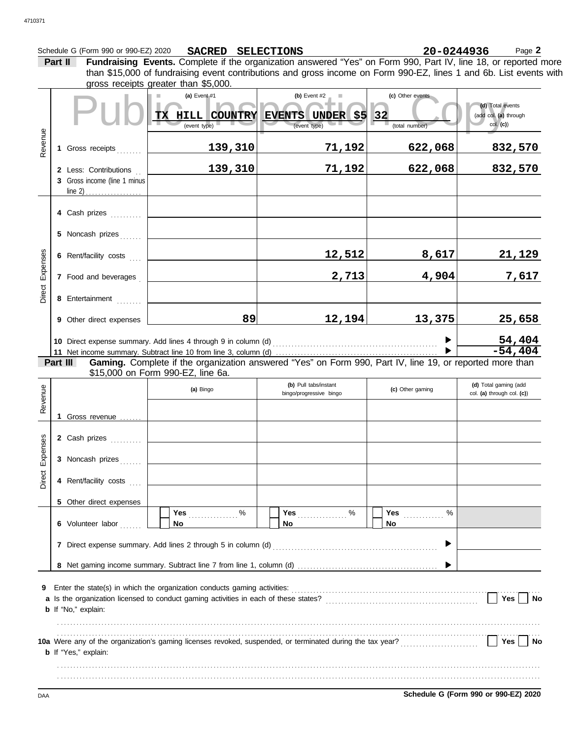4710371

Schedule G (Form 990 or 990-EZ) 2020 **SACRED SELECTIONS** **20-0244936** Page **2**

**Part II** **Fundraising Events.** Complete if the organization answered "Yes" on Form 990, Part IV, line 18, or reported more than $15,000 of fundraising event contributions and gross income on Form 990-EZ, lines 1 and 6b. List events with gross receipts greater than $5,000.

Public Inspection Copy

| | | (a) Event #1 | (b) Event #2 | (c) Other events | (d) Total events (add col. (a) through col. (c)) |
|---|---|---|---|---|---|
| | | TX HILL COUNTRY (event type) | EVENTS UNDER $5 (event type) | 32 (total number) | |
| Revenue | 1 Gross receipts | 139,310 | 71,192 | 622,068 | 832,570 |
| | 2 Less: Contributions | 139,310 | 71,192 | 622,068 | 832,570 |
| | 3 Gross income (line 1 minus line 2) | | | | |
| Direct Expenses | 4 Cash prizes | | | | |
| | 5 Noncash prizes | | | | |
| | 6 Rent/facility costs | | 12,512 | 8,617 | 21,129 |
| | 7 Food and beverages | | 2,713 | 4,904 | 7,617 |
| | 8 Entertainment | | | | |
| | 9 Other direct expenses | 89 | 12,194 | 13,375 | 25,658 |
| | 10 Direct expense summary. Add lines 4 through 9 in column (d) | | | ▶ | 54,404 |
| | 11 Net income summary. Subtract line 10 from line 3, column (d) | | | ▶ | -54,404 |

**Part III** **Gaming.** Complete if the organization answered "Yes" on Form 990, Part IV, line 19, or reported more than $15,000 on Form 990-EZ, line 6a.

| | | (a) Bingo | (b) Pull tabs/instant bingo/progressive bingo | (c) Other gaming | (d) Total gaming (add col. (a) through col. (c)) |
|---|---|---|---|---|---|
| Revenue | 1 Gross revenue | | | | |
| Direct Expenses | 2 Cash prizes | | | | |
| | 3 Noncash prizes | | | | |
| | 4 Rent/facility costs | | | | |
| | 5 Other direct expenses | | | | |
| | 6 Volunteer labor | Yes ____ % No | Yes ____ % No | Yes ____ % No | |
| | 7 Direct expense summary. Add lines 2 through 5 in column (d) | | | ▶ | |
| | 8 Net gaming income summary. Subtract line 7 from line 1, column (d) | | | ▶ | |

**9** Enter the state(s) in which the organization conducts gaming activities: ..........

**a** Is the organization licensed to conduct gaming activities in each of these states? .......... ☐ Yes ☐ No

**b** If "No," explain:

..........

**10a** Were any of the organization's gaming licenses revoked, suspended, or terminated during the tax year? .......... ☐ Yes ☐ No

**b** If "Yes," explain:

..........

DAA **Schedule G (Form 990 or 990-EZ) 2020**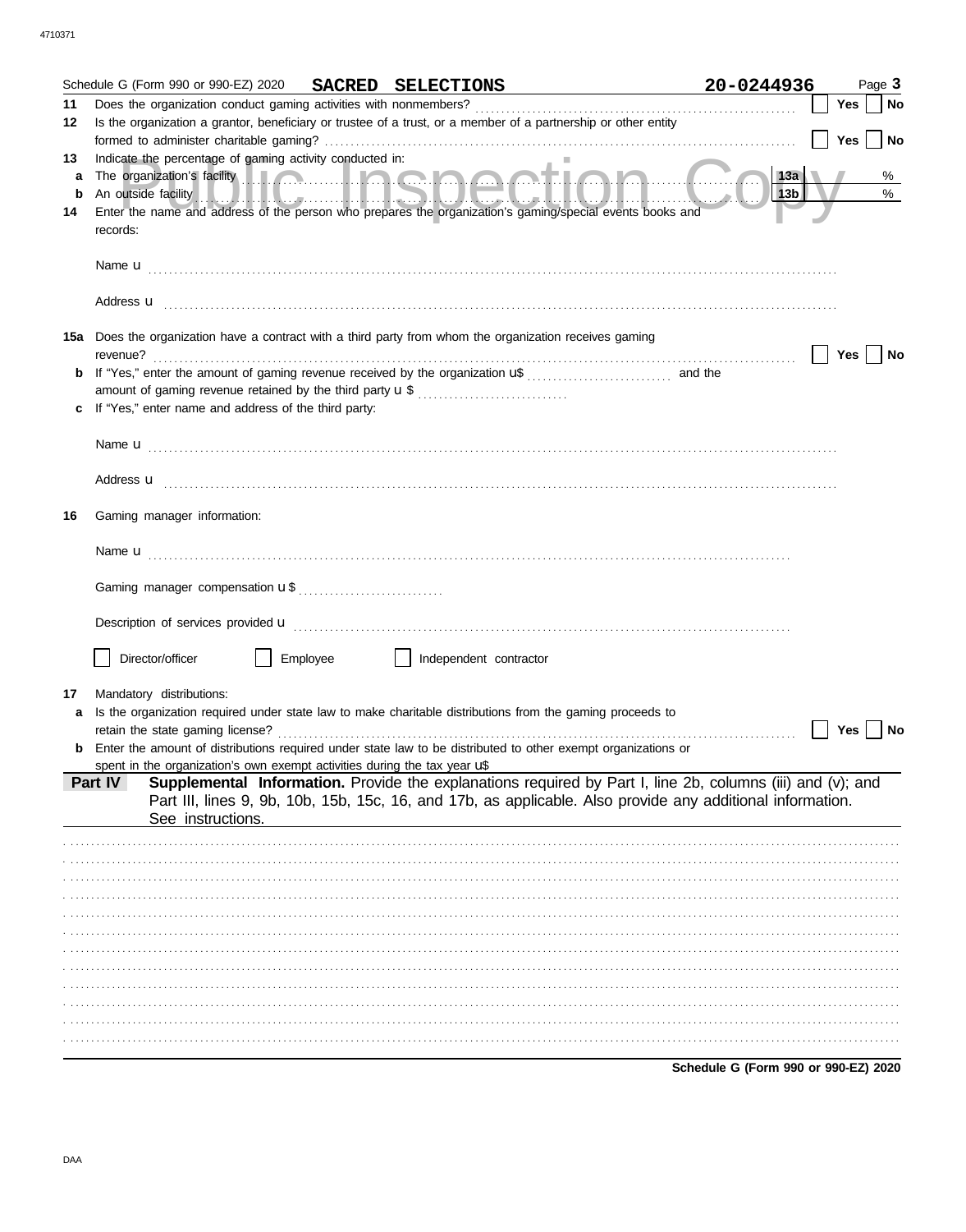Schedule G (Form 990 or 990-EZ) 2020 **SACRED SELECTIONS** **20-0244936** Page **3**

**11** Does the organization conduct gaming activities with nonmembers? ☐ Yes ☐ No

**12** Is the organization a grantor, beneficiary or trustee of a trust, or a member of a partnership or other entity formed to administer charitable gaming? ☐ Yes ☐ No

**13** Indicate the percentage of gaming activity conducted in:

**a** The organization's facility **13a** %

**b** An outside facility **13b** %

**14** Enter the name and address of the person who prepares the organization's gaming/special events books and records:

Name u

Address u

**15a** Does the organization have a contract with a third party from whom the organization receives gaming revenue? ☐ Yes ☐ No

**b** If "Yes," enter the amount of gaming revenue received by the organization u$ and the amount of gaming revenue retained by the third party u $

**c** If "Yes," enter name and address of the third party:

Name u

Address u

**16** Gaming manager information:

Name u

Gaming manager compensation u $

Description of services provided u

☐ Director/officer ☐ Employee ☐ Independent contractor

**17** Mandatory distributions:

**a** Is the organization required under state law to make charitable distributions from the gaming proceeds to retain the state gaming license? ☐ Yes ☐ No

**b** Enter the amount of distributions required under state law to be distributed to other exempt organizations or spent in the organization's own exempt activities during the tax year u$

**Part IV** **Supplemental Information.** Provide the explanations required by Part I, line 2b, columns (iii) and (v); and Part III, lines 9, 9b, 10b, 15b, 15c, 16, and 17b, as applicable. Also provide any additional information. See instructions.

**Schedule G (Form 990 or 990-EZ) 2020**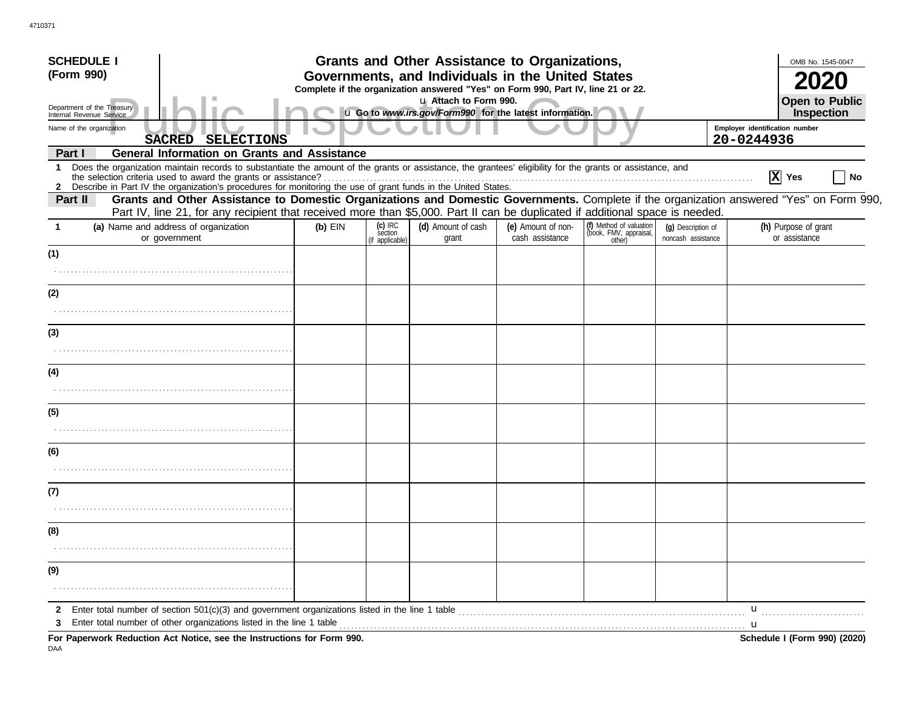4710371

**SCHEDULE I (Form 990)**

Department of the Treasury
Internal Revenue Service

# Grants and Other Assistance to Organizations, Governments, and Individuals in the United States

**Complete if the organization answered "Yes" on Form 990, Part IV, line 21 or 22.**

u Attach to Form 990.

u **Go to *www.irs.gov/Form990* for the latest information.**

OMB No. 1545-0047

**2020**

**Open to Public Inspection**

Public Inspection Copy

Name of the organization: SACRED SELECTIONS

Employer identification number: 20-0244936

## Part I General Information on Grants and Assistance

1 Does the organization maintain records to substantiate the amount of the grants or assistance, the grantees' eligibility for the grants or assistance, and the selection criteria used to award the grants or assistance? .......... [X] Yes [ ] No

2 Describe in Part IV the organization's procedures for monitoring the use of grant funds in the United States.

## Part II Grants and Other Assistance to Domestic Organizations and Domestic Governments.

Complete if the organization answered "Yes" on Form 990, Part IV, line 21, for any recipient that received more than $5,000. Part II can be duplicated if additional space is needed.

| 1 (a) Name and address of organization or government | (b) EIN | (c) IRC section (if applicable) | (d) Amount of cash grant | (e) Amount of non-cash assistance | (f) Method of valuation (book, FMV, appraisal, other) | (g) Description of noncash assistance | (h) Purpose of grant or assistance |
|---|---|---|---|---|---|---|---|
| (1) | | | | | | | |
| (2) | | | | | | | |
| (3) | | | | | | | |
| (4) | | | | | | | |
| (5) | | | | | | | |
| (6) | | | | | | | |
| (7) | | | | | | | |
| (8) | | | | | | | |
| (9) | | | | | | | |

2 Enter total number of section 501(c)(3) and government organizations listed in the line 1 table .......... u

3 Enter total number of other organizations listed in the line 1 table .......... u

**For Paperwork Reduction Act Notice, see the Instructions for Form 990.**

**Schedule I (Form 990) (2020)**

DAA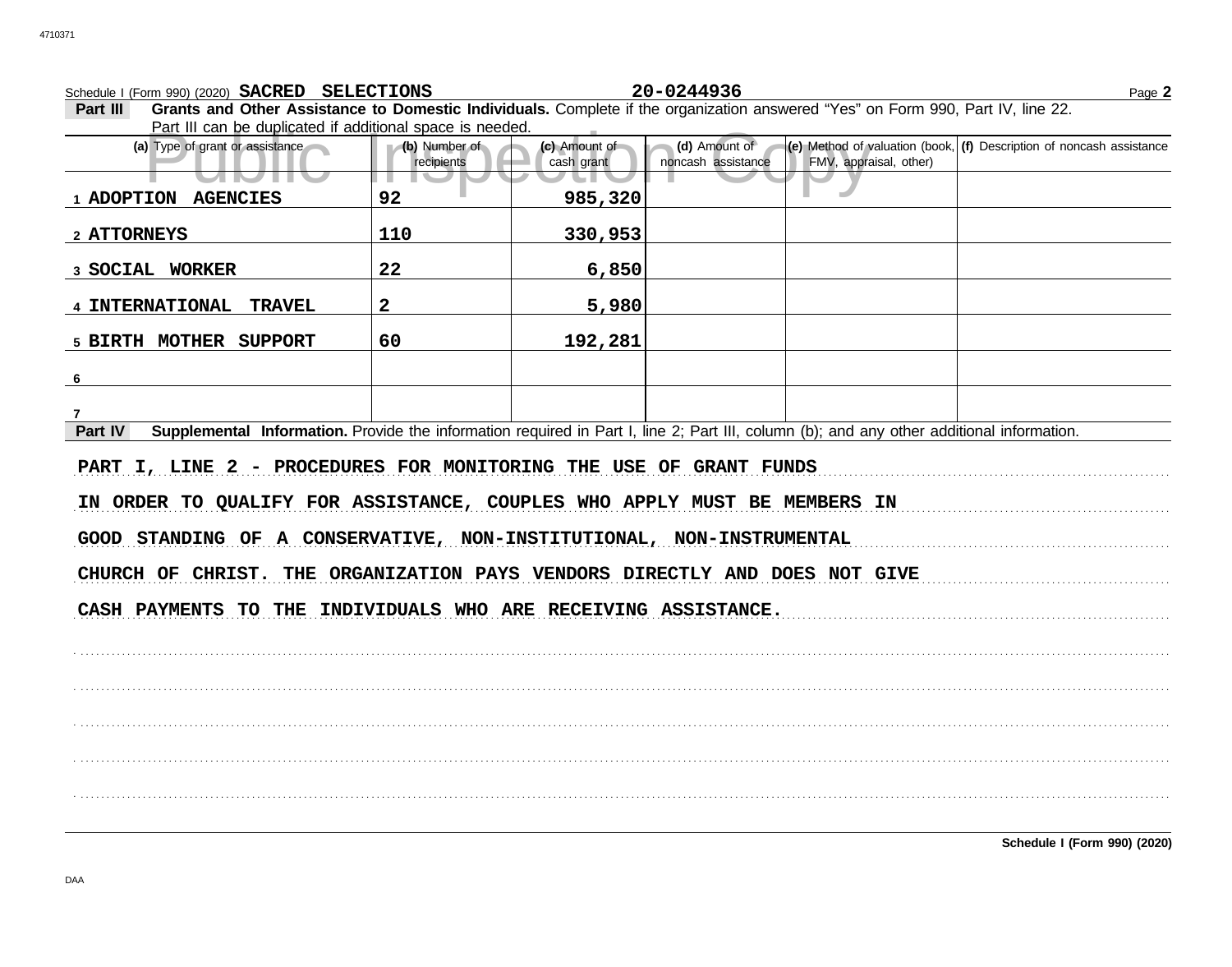Schedule I (Form 990) (2020) SACRED SELECTIONS 20-0244936 Page 2

**Part III** **Grants and Other Assistance to Domestic Individuals.** Complete if the organization answered "Yes" on Form 990, Part IV, line 22. Part III can be duplicated if additional space is needed.

| (a) Type of grant or assistance | (b) Number of recipients | (c) Amount of cash grant | (d) Amount of noncash assistance | (e) Method of valuation (book, FMV, appraisal, other) | (f) Description of noncash assistance |
|---|---|---|---|---|---|
| 1 ADOPTION AGENCIES | 92 | 985,320 | | | |
| 2 ATTORNEYS | 110 | 330,953 | | | |
| 3 SOCIAL WORKER | 22 | 6,850 | | | |
| 4 INTERNATIONAL TRAVEL | 2 | 5,980 | | | |
| 5 BIRTH MOTHER SUPPORT | 60 | 192,281 | | | |
| 6 | | | | | |
| 7 | | | | | |

**Part IV** **Supplemental Information.** Provide the information required in Part I, line 2; Part III, column (b); and any other additional information.

PART I, LINE 2 - PROCEDURES FOR MONITORING THE USE OF GRANT FUNDS

IN ORDER TO QUALIFY FOR ASSISTANCE, COUPLES WHO APPLY MUST BE MEMBERS IN GOOD STANDING OF A CONSERVATIVE, NON-INSTITUTIONAL, NON-INSTRUMENTAL CHURCH OF CHRIST. THE ORGANIZATION PAYS VENDORS DIRECTLY AND DOES NOT GIVE CASH PAYMENTS TO THE INDIVIDUALS WHO ARE RECEIVING ASSISTANCE.

**Schedule I (Form 990) (2020)**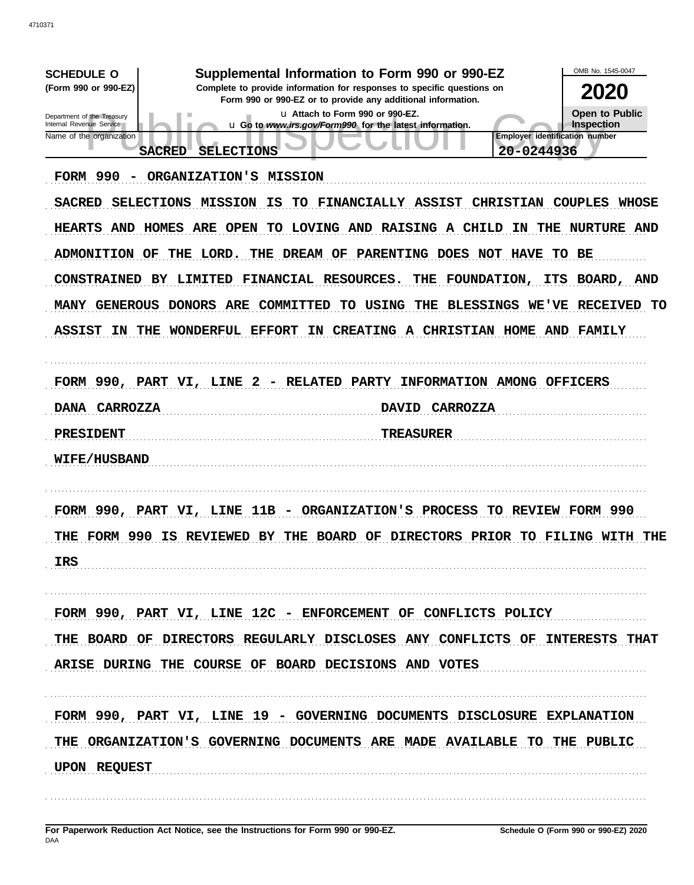**SCHEDULE O**
**(Form 990 or 990-EZ)**

Department of the Treasury
Internal Revenue Service

# Supplemental Information to Form 990 or 990-EZ

**Complete to provide information for responses to specific questions on Form 990 or 990-EZ or to provide any additional information.**

u Attach to Form 990 or 990-EZ.
u Go to *www.irs.gov/Form990* for the latest information.

OMB No. 1545-0047

**2020**

**Open to Public Inspection**

Name of the organization: SACRED SELECTIONS

Employer identification number: 20-0244936

FORM 990 - ORGANIZATION'S MISSION

SACRED SELECTIONS MISSION IS TO FINANCIALLY ASSIST CHRISTIAN COUPLES WHOSE HEARTS AND HOMES ARE OPEN TO LOVING AND RAISING A CHILD IN THE NURTURE AND ADMONITION OF THE LORD. THE DREAM OF PARENTING DOES NOT HAVE TO BE CONSTRAINED BY LIMITED FINANCIAL RESOURCES. THE FOUNDATION, ITS BOARD, AND MANY GENEROUS DONORS ARE COMMITTED TO USING THE BLESSINGS WE'VE RECEIVED TO ASSIST IN THE WONDERFUL EFFORT IN CREATING A CHRISTIAN HOME AND FAMILY

FORM 990, PART VI, LINE 2 - RELATED PARTY INFORMATION AMONG OFFICERS

| | |
|---|---|
| DANA CARROZZA | DAVID CARROZZA |
| PRESIDENT | TREASURER |
| WIFE/HUSBAND | |

FORM 990, PART VI, LINE 11B - ORGANIZATION'S PROCESS TO REVIEW FORM 990

THE FORM 990 IS REVIEWED BY THE BOARD OF DIRECTORS PRIOR TO FILING WITH THE IRS

FORM 990, PART VI, LINE 12C - ENFORCEMENT OF CONFLICTS POLICY

THE BOARD OF DIRECTORS REGULARLY DISCLOSES ANY CONFLICTS OF INTERESTS THAT ARISE DURING THE COURSE OF BOARD DECISIONS AND VOTES

FORM 990, PART VI, LINE 19 - GOVERNING DOCUMENTS DISCLOSURE EXPLANATION

THE ORGANIZATION'S GOVERNING DOCUMENTS ARE MADE AVAILABLE TO THE PUBLIC UPON REQUEST

**For Paperwork Reduction Act Notice, see the Instructions for Form 990 or 990-EZ.**
DAA

**Schedule O (Form 990 or 990-EZ) 2020**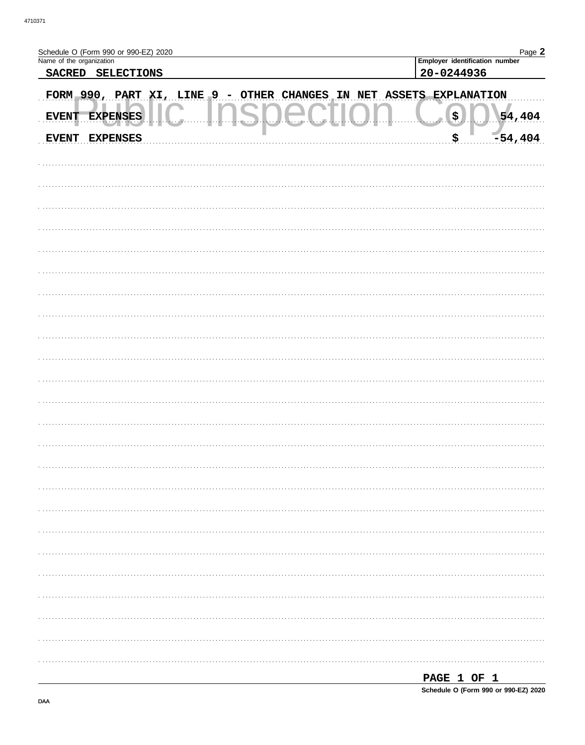Schedule O (Form 990 or 990-EZ) 2020

| Name of the organization | Employer identification number |
|---|---|
| SACRED SELECTIONS | 20-0244936 |

**FORM 990, PART XI, LINE 9 - OTHER CHANGES IN NET ASSETS EXPLANATION**

| | |
|---|---|
| EVENT EXPENSES | $ 54,404 |
| EVENT EXPENSES | $ -54,404 |

Schedule O (Form 990 or 990-EZ) 2020